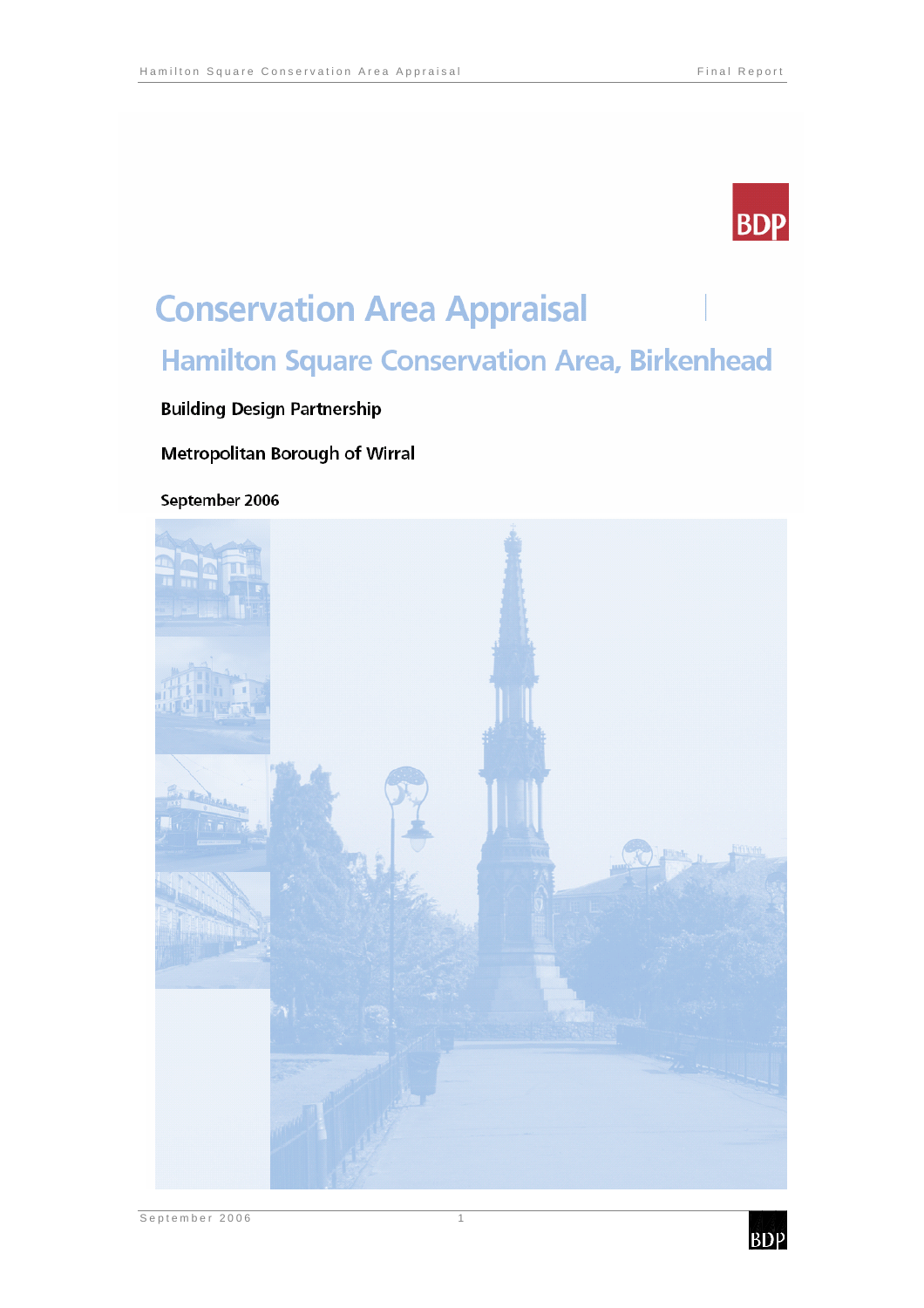# Conservation Area Appraisal

## Hamilton Square Conservation Area, Birkenhead

**Building Design Partnership**

**Metropolitan Borough of Wirral**

**September 2006**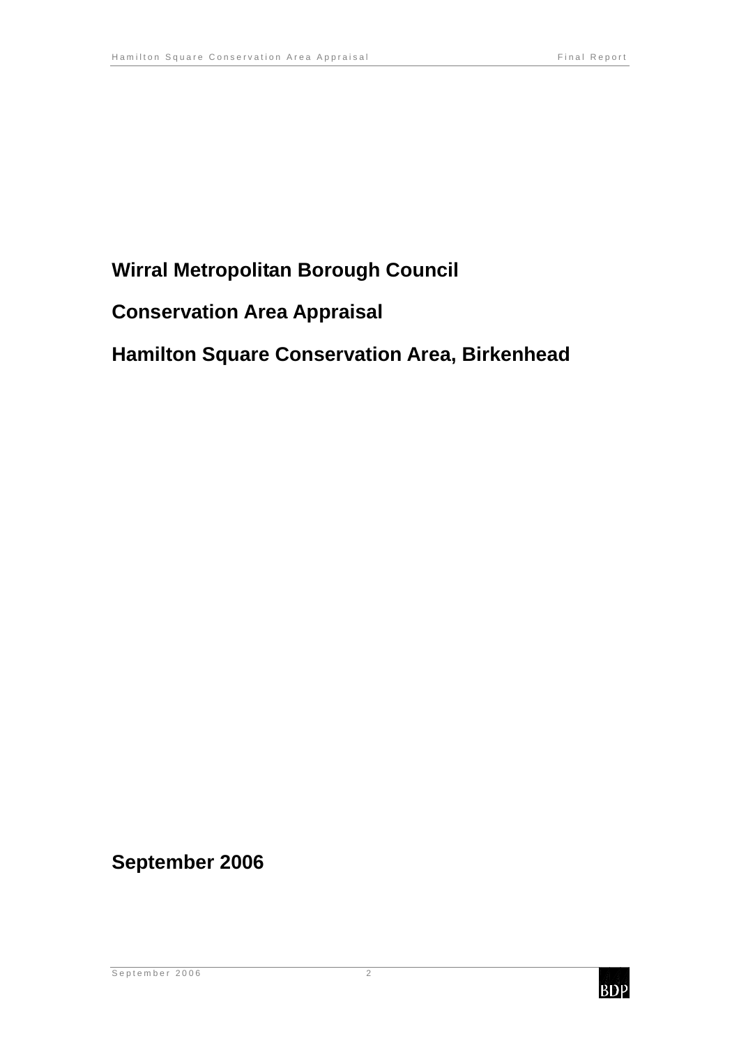**Wirral Metropolitan Borough Council**

**Conservation Area Appraisal**

**Hamilton Square Conservation Area, Birkenhead**

**September 2006**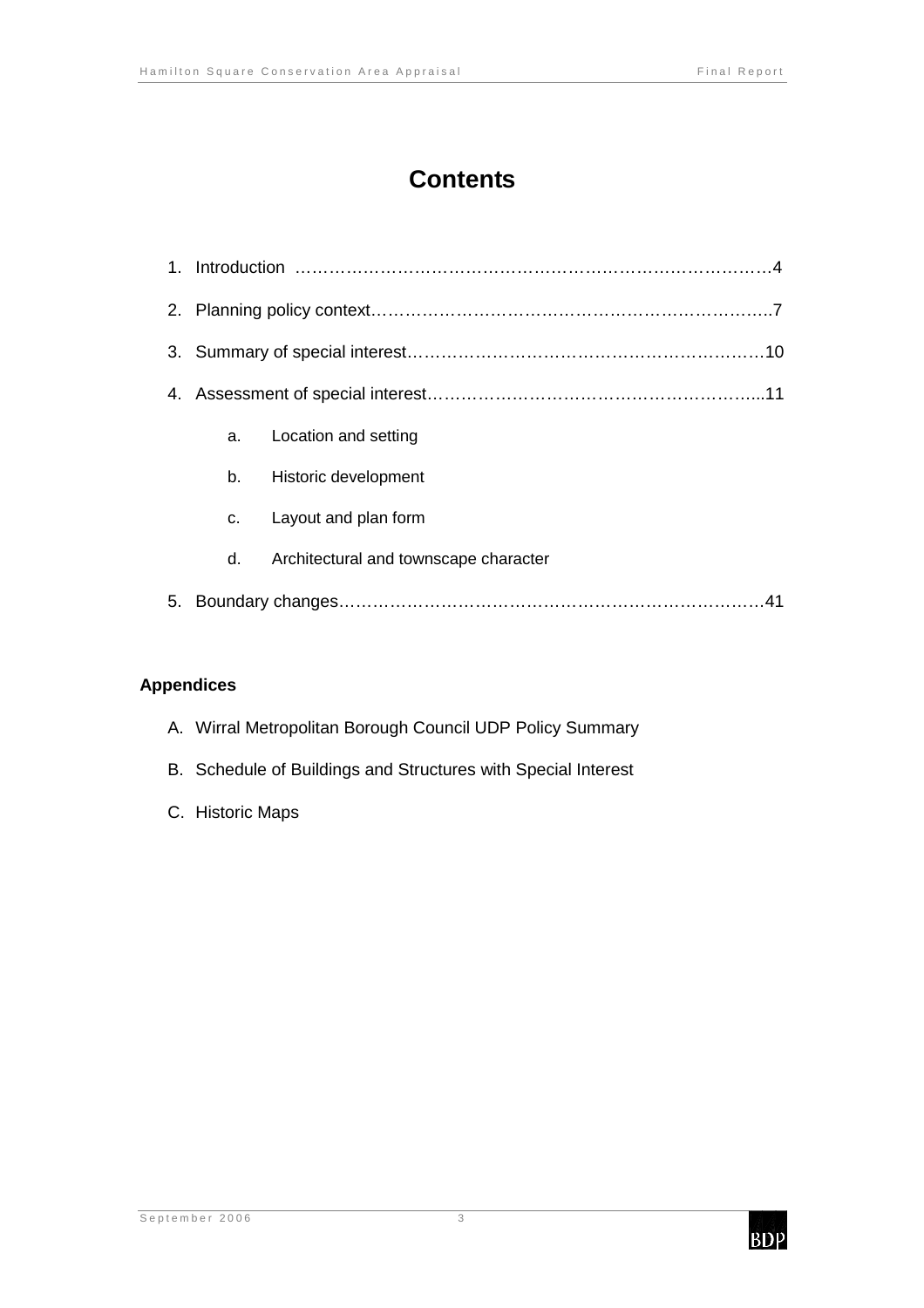# Contents

1. Introduction ……………………………………………………………………………4
2. Planning policy context……………………………………………………………..7
3. Summary of special interest………………………………………………………10
4. Assessment of special interest……………………………………………………...11
   a. Location and setting
   b. Historic development
   c. Layout and plan form
   d. Architectural and townscape character
5. Boundary changes………………………………………………………………….41

**Appendices**

A. Wirral Metropolitan Borough Council UDP Policy Summary
B. Schedule of Buildings and Structures with Special Interest
C. Historic Maps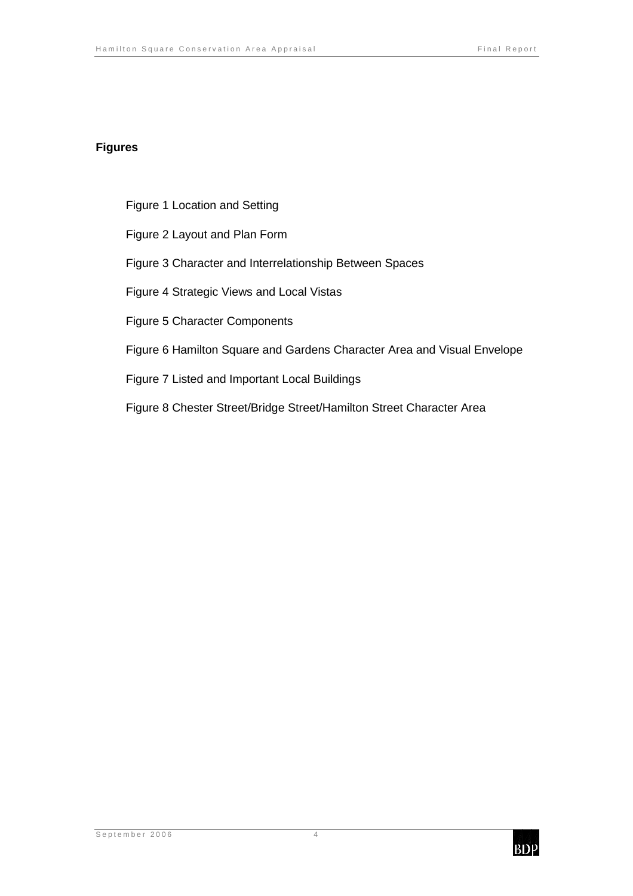## Figures

Figure 1 Location and Setting

Figure 2 Layout and Plan Form

Figure 3 Character and Interrelationship Between Spaces

Figure 4 Strategic Views and Local Vistas

Figure 5 Character Components

Figure 6 Hamilton Square and Gardens Character Area and Visual Envelope

Figure 7 Listed and Important Local Buildings

Figure 8 Chester Street/Bridge Street/Hamilton Street Character Area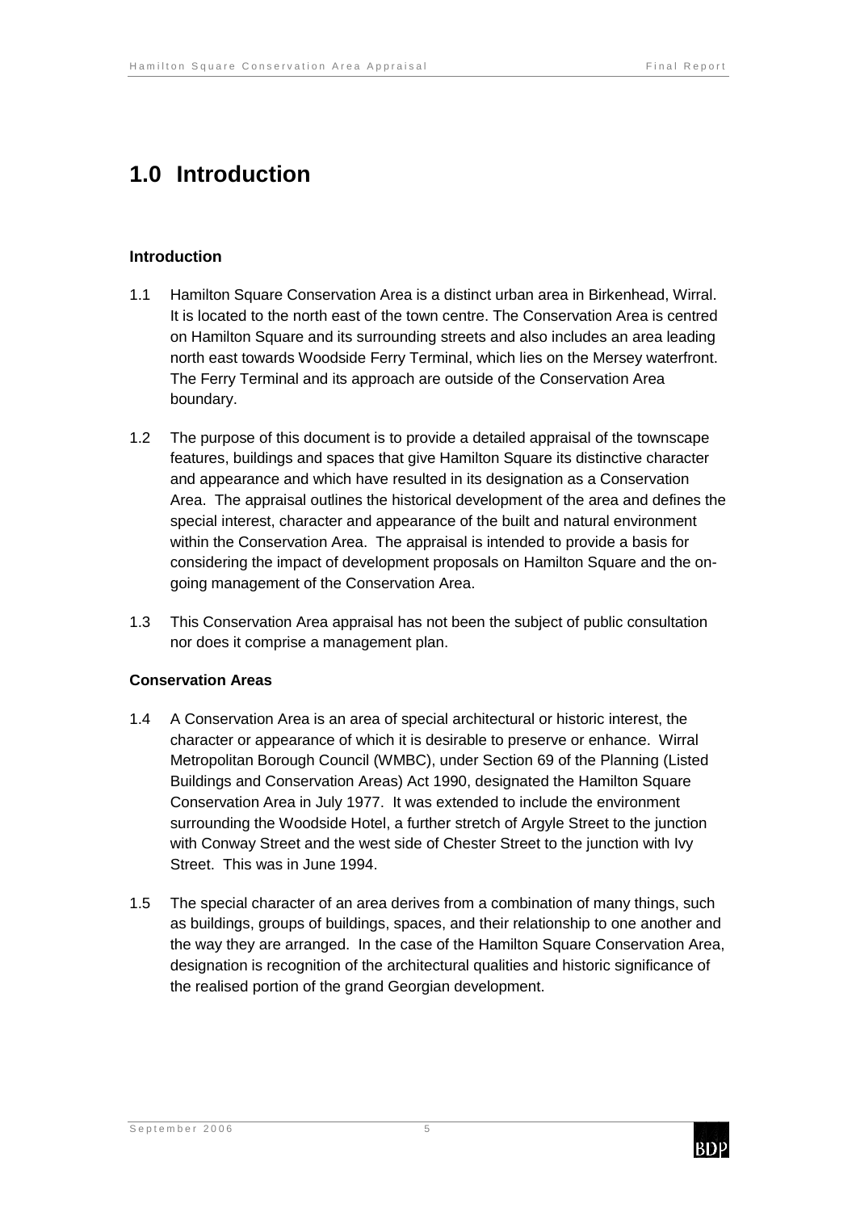# 1.0 Introduction

### Introduction

1.1 Hamilton Square Conservation Area is a distinct urban area in Birkenhead, Wirral. It is located to the north east of the town centre. The Conservation Area is centred on Hamilton Square and its surrounding streets and also includes an area leading north east towards Woodside Ferry Terminal, which lies on the Mersey waterfront. The Ferry Terminal and its approach are outside of the Conservation Area boundary.

1.2 The purpose of this document is to provide a detailed appraisal of the townscape features, buildings and spaces that give Hamilton Square its distinctive character and appearance and which have resulted in its designation as a Conservation Area. The appraisal outlines the historical development of the area and defines the special interest, character and appearance of the built and natural environment within the Conservation Area. The appraisal is intended to provide a basis for considering the impact of development proposals on Hamilton Square and the on-going management of the Conservation Area.

1.3 This Conservation Area appraisal has not been the subject of public consultation nor does it comprise a management plan.

### Conservation Areas

1.4 A Conservation Area is an area of special architectural or historic interest, the character or appearance of which it is desirable to preserve or enhance. Wirral Metropolitan Borough Council (WMBC), under Section 69 of the Planning (Listed Buildings and Conservation Areas) Act 1990, designated the Hamilton Square Conservation Area in July 1977. It was extended to include the environment surrounding the Woodside Hotel, a further stretch of Argyle Street to the junction with Conway Street and the west side of Chester Street to the junction with Ivy Street. This was in June 1994.

1.5 The special character of an area derives from a combination of many things, such as buildings, groups of buildings, spaces, and their relationship to one another and the way they are arranged. In the case of the Hamilton Square Conservation Area, designation is recognition of the architectural qualities and historic significance of the realised portion of the grand Georgian development.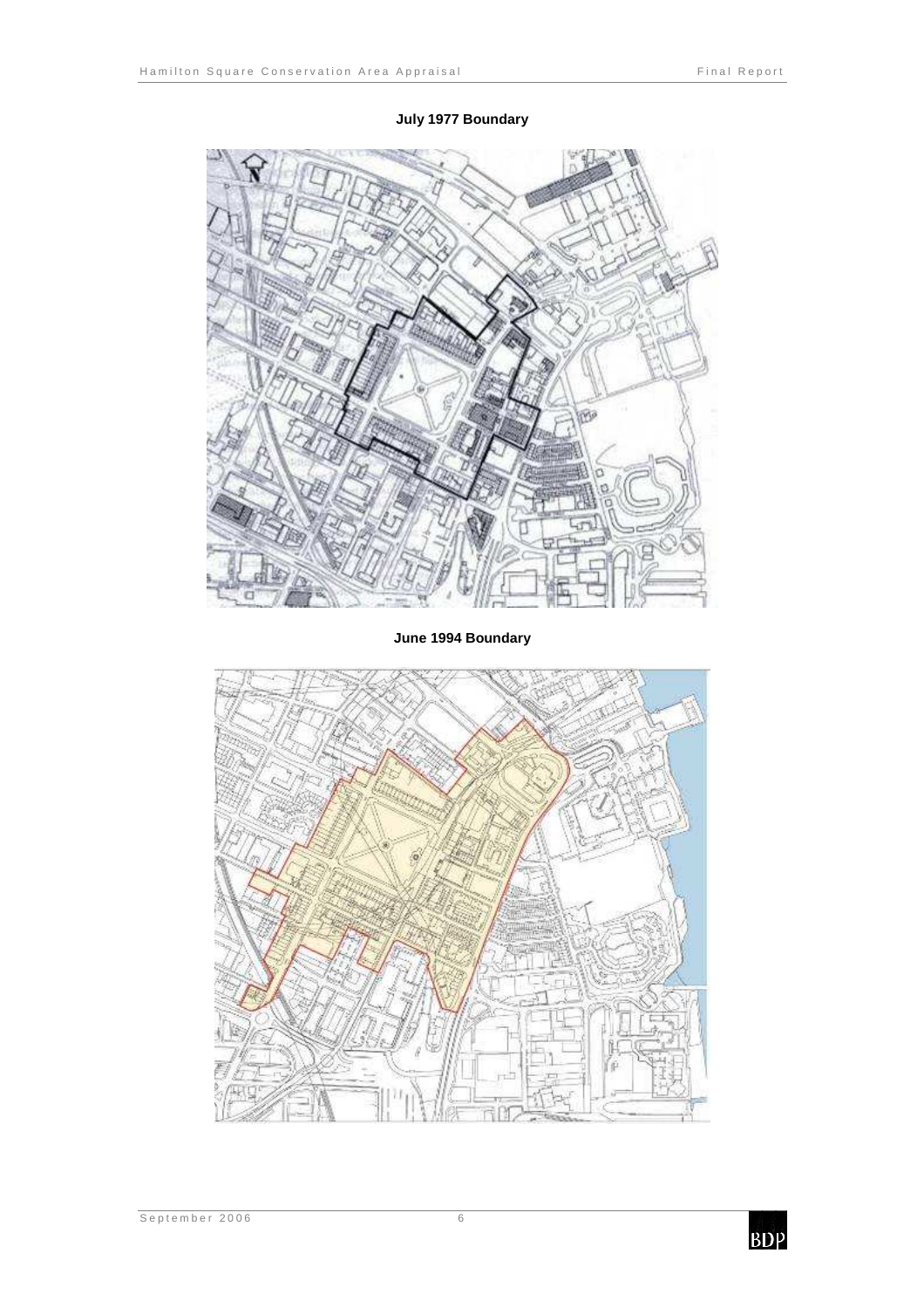**July 1977 Boundary**

**June 1994 Boundary**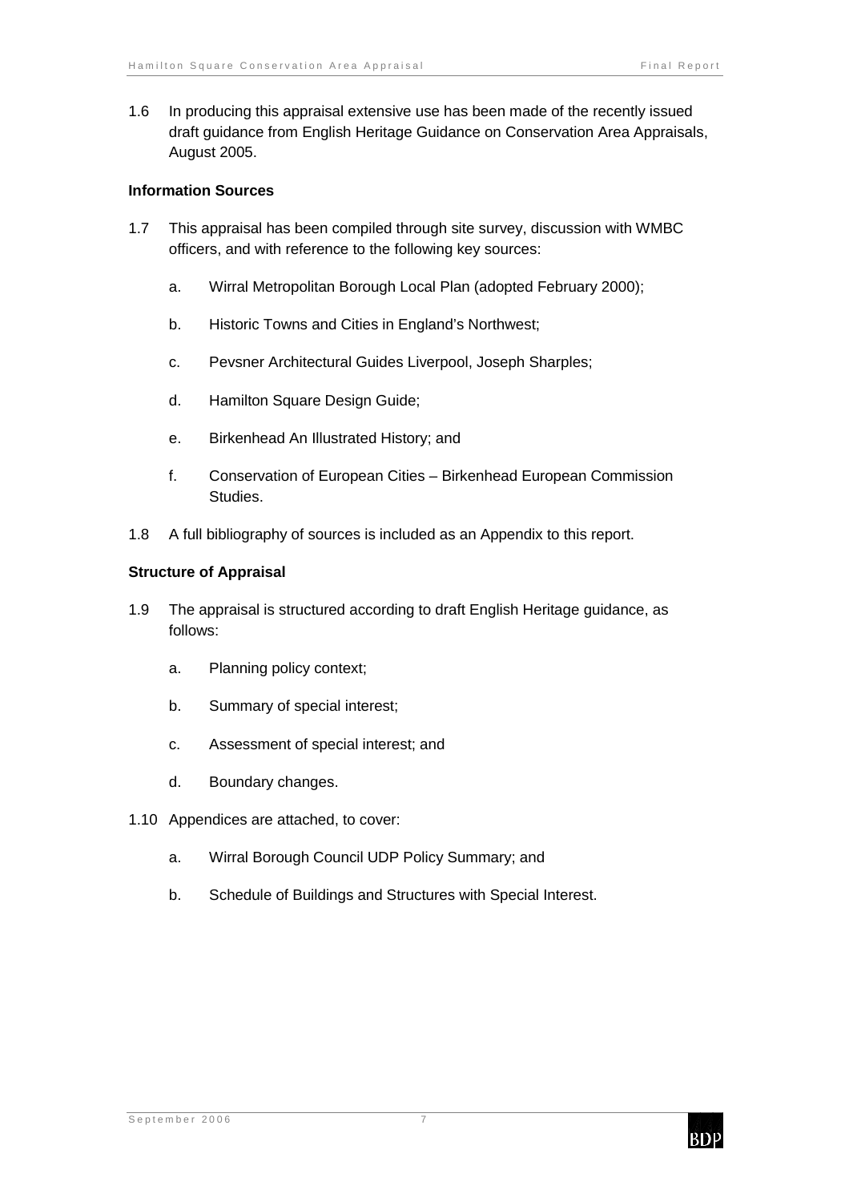1.6 In producing this appraisal extensive use has been made of the recently issued draft guidance from English Heritage Guidance on Conservation Area Appraisals, August 2005.

**Information Sources**

1.7 This appraisal has been compiled through site survey, discussion with WMBC officers, and with reference to the following key sources:

a. Wirral Metropolitan Borough Local Plan (adopted February 2000);

b. Historic Towns and Cities in England's Northwest;

c. Pevsner Architectural Guides Liverpool, Joseph Sharples;

d. Hamilton Square Design Guide;

e. Birkenhead An Illustrated History; and

f. Conservation of European Cities – Birkenhead European Commission Studies.

1.8 A full bibliography of sources is included as an Appendix to this report.

**Structure of Appraisal**

1.9 The appraisal is structured according to draft English Heritage guidance, as follows:

a. Planning policy context;

b. Summary of special interest;

c. Assessment of special interest; and

d. Boundary changes.

1.10 Appendices are attached, to cover:

a. Wirral Borough Council UDP Policy Summary; and

b. Schedule of Buildings and Structures with Special Interest.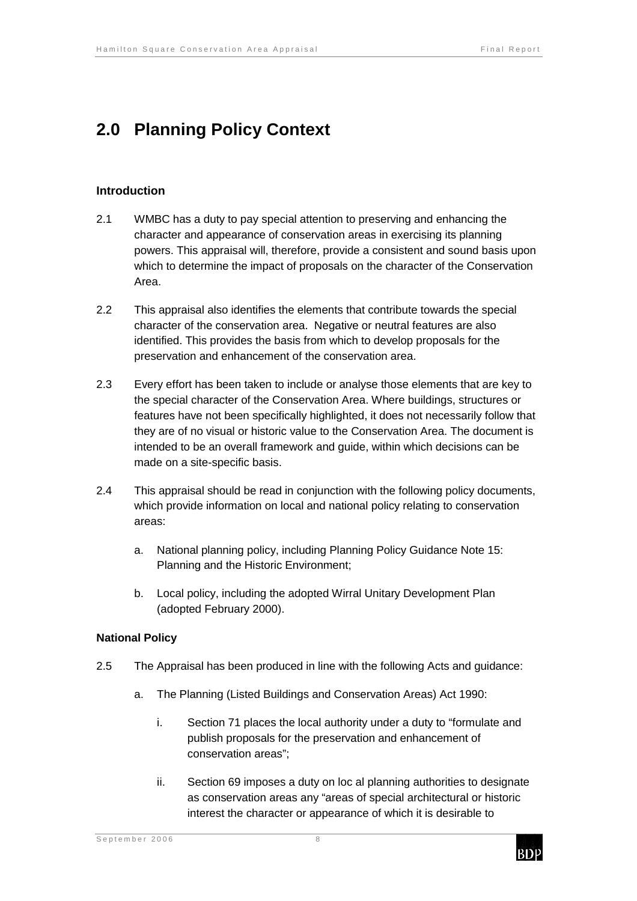# 2.0 Planning Policy Context

### Introduction

2.1 WMBC has a duty to pay special attention to preserving and enhancing the character and appearance of conservation areas in exercising its planning powers. This appraisal will, therefore, provide a consistent and sound basis upon which to determine the impact of proposals on the character of the Conservation Area.

2.2 This appraisal also identifies the elements that contribute towards the special character of the conservation area. Negative or neutral features are also identified. This provides the basis from which to develop proposals for the preservation and enhancement of the conservation area.

2.3 Every effort has been taken to include or analyse those elements that are key to the special character of the Conservation Area. Where buildings, structures or features have not been specifically highlighted, it does not necessarily follow that they are of no visual or historic value to the Conservation Area. The document is intended to be an overall framework and guide, within which decisions can be made on a site-specific basis.

2.4 This appraisal should be read in conjunction with the following policy documents, which provide information on local and national policy relating to conservation areas:

a. National planning policy, including Planning Policy Guidance Note 15: Planning and the Historic Environment;

b. Local policy, including the adopted Wirral Unitary Development Plan (adopted February 2000).

### National Policy

2.5 The Appraisal has been produced in line with the following Acts and guidance:

a. The Planning (Listed Buildings and Conservation Areas) Act 1990:

i. Section 71 places the local authority under a duty to "formulate and publish proposals for the preservation and enhancement of conservation areas";

ii. Section 69 imposes a duty on loc al planning authorities to designate as conservation areas any "areas of special architectural or historic interest the character or appearance of which it is desirable to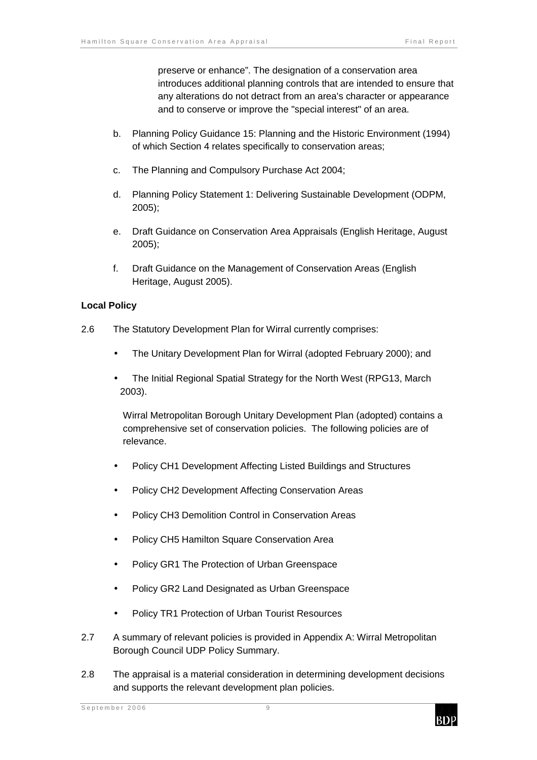preserve or enhance". The designation of a conservation area introduces additional planning controls that are intended to ensure that any alterations do not detract from an area's character or appearance and to conserve or improve the "special interest" of an area.

b. Planning Policy Guidance 15: Planning and the Historic Environment (1994) of which Section 4 relates specifically to conservation areas;

c. The Planning and Compulsory Purchase Act 2004;

d. Planning Policy Statement 1: Delivering Sustainable Development (ODPM, 2005);

e. Draft Guidance on Conservation Area Appraisals (English Heritage, August 2005);

f. Draft Guidance on the Management of Conservation Areas (English Heritage, August 2005).

**Local Policy**

2.6 The Statutory Development Plan for Wirral currently comprises:

- The Unitary Development Plan for Wirral (adopted February 2000); and
- The Initial Regional Spatial Strategy for the North West (RPG13, March 2003).

Wirral Metropolitan Borough Unitary Development Plan (adopted) contains a comprehensive set of conservation policies. The following policies are of relevance.

- Policy CH1 Development Affecting Listed Buildings and Structures
- Policy CH2 Development Affecting Conservation Areas
- Policy CH3 Demolition Control in Conservation Areas
- Policy CH5 Hamilton Square Conservation Area
- Policy GR1 The Protection of Urban Greenspace
- Policy GR2 Land Designated as Urban Greenspace
- Policy TR1 Protection of Urban Tourist Resources

2.7 A summary of relevant policies is provided in Appendix A: Wirral Metropolitan Borough Council UDP Policy Summary.

2.8 The appraisal is a material consideration in determining development decisions and supports the relevant development plan policies.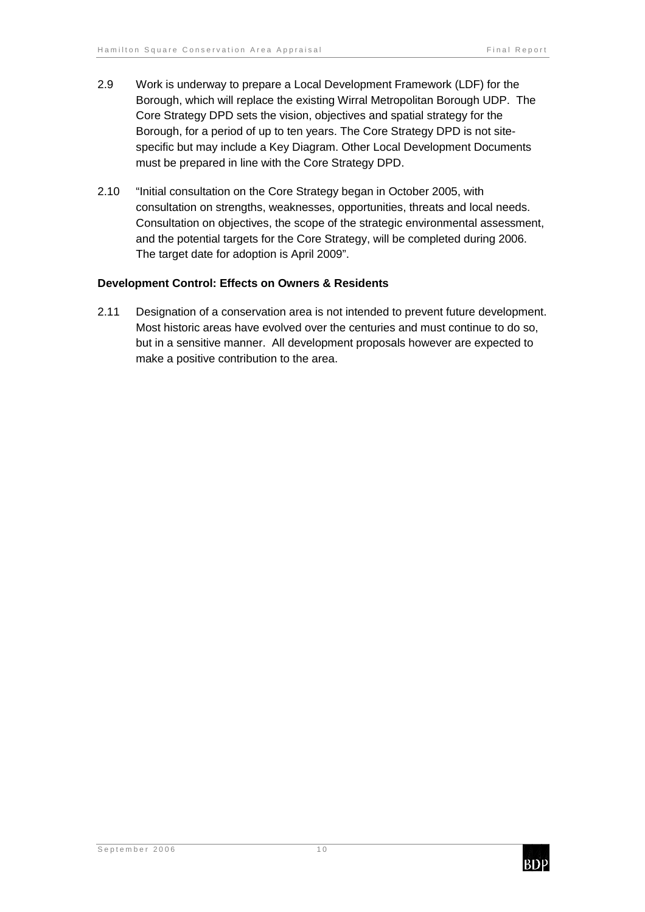2.9 Work is underway to prepare a Local Development Framework (LDF) for the Borough, which will replace the existing Wirral Metropolitan Borough UDP. The Core Strategy DPD sets the vision, objectives and spatial strategy for the Borough, for a period of up to ten years. The Core Strategy DPD is not site-specific but may include a Key Diagram. Other Local Development Documents must be prepared in line with the Core Strategy DPD.

2.10 "Initial consultation on the Core Strategy began in October 2005, with consultation on strengths, weaknesses, opportunities, threats and local needs. Consultation on objectives, the scope of the strategic environmental assessment, and the potential targets for the Core Strategy, will be completed during 2006. The target date for adoption is April 2009".

**Development Control: Effects on Owners & Residents**

2.11 Designation of a conservation area is not intended to prevent future development. Most historic areas have evolved over the centuries and must continue to do so, but in a sensitive manner. All development proposals however are expected to make a positive contribution to the area.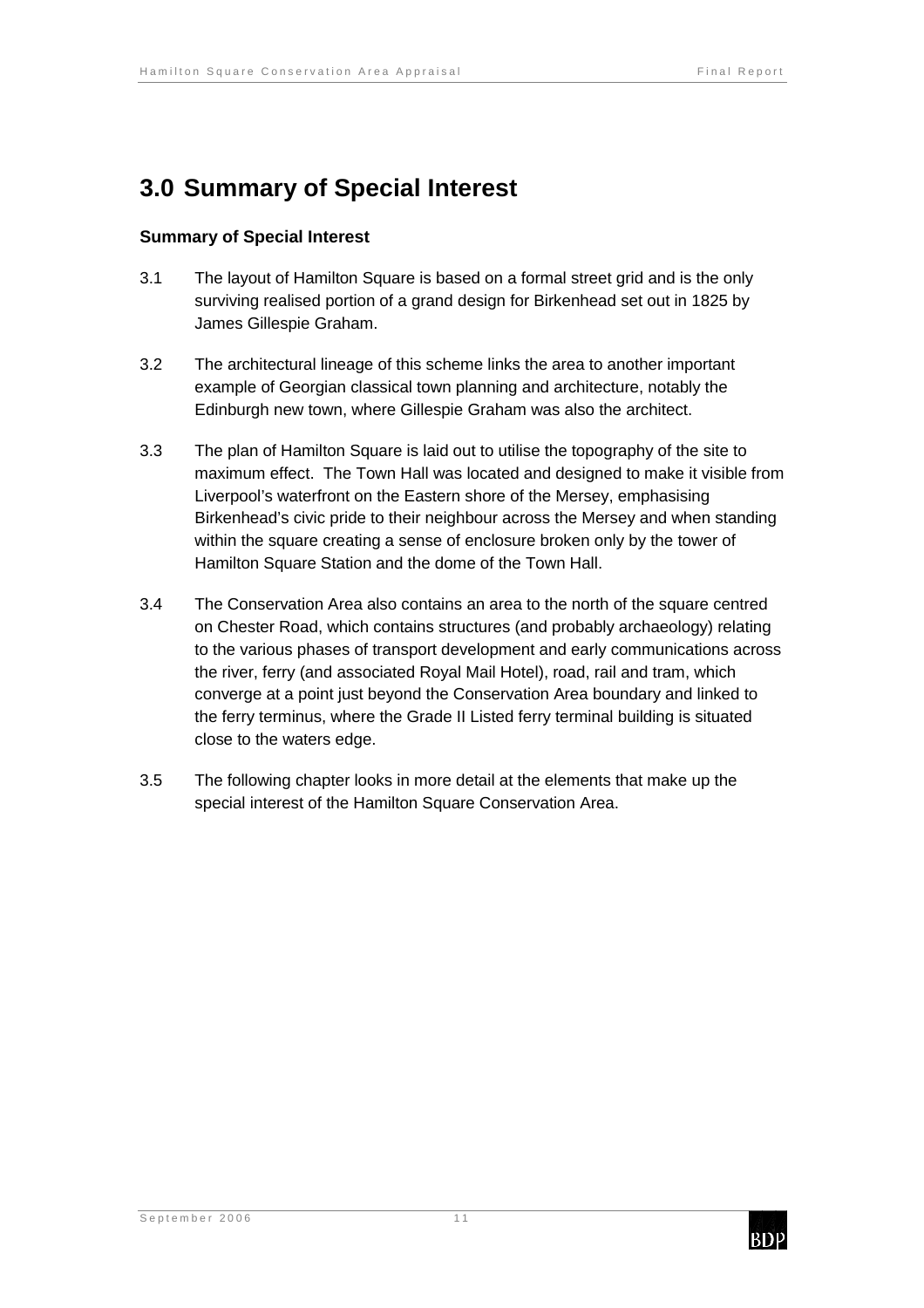# 3.0 Summary of Special Interest

### Summary of Special Interest

3.1 The layout of Hamilton Square is based on a formal street grid and is the only surviving realised portion of a grand design for Birkenhead set out in 1825 by James Gillespie Graham.

3.2 The architectural lineage of this scheme links the area to another important example of Georgian classical town planning and architecture, notably the Edinburgh new town, where Gillespie Graham was also the architect.

3.3 The plan of Hamilton Square is laid out to utilise the topography of the site to maximum effect. The Town Hall was located and designed to make it visible from Liverpool's waterfront on the Eastern shore of the Mersey, emphasising Birkenhead's civic pride to their neighbour across the Mersey and when standing within the square creating a sense of enclosure broken only by the tower of Hamilton Square Station and the dome of the Town Hall.

3.4 The Conservation Area also contains an area to the north of the square centred on Chester Road, which contains structures (and probably archaeology) relating to the various phases of transport development and early communications across the river, ferry (and associated Royal Mail Hotel), road, rail and tram, which converge at a point just beyond the Conservation Area boundary and linked to the ferry terminus, where the Grade II Listed ferry terminal building is situated close to the waters edge.

3.5 The following chapter looks in more detail at the elements that make up the special interest of the Hamilton Square Conservation Area.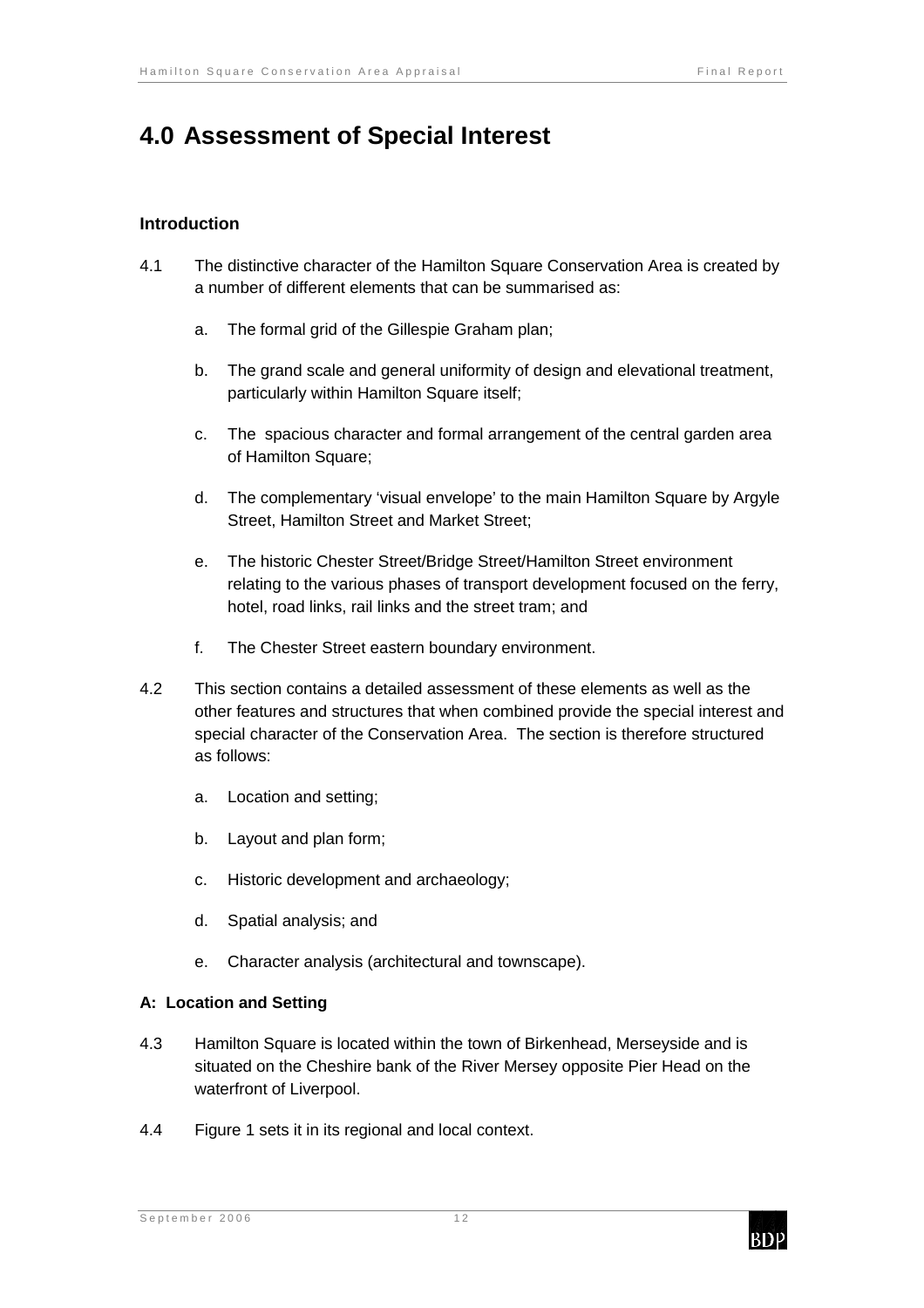# 4.0 Assessment of Special Interest

### Introduction

4.1 The distinctive character of the Hamilton Square Conservation Area is created by a number of different elements that can be summarised as:

a. The formal grid of the Gillespie Graham plan;

b. The grand scale and general uniformity of design and elevational treatment, particularly within Hamilton Square itself;

c. The spacious character and formal arrangement of the central garden area of Hamilton Square;

d. The complementary 'visual envelope' to the main Hamilton Square by Argyle Street, Hamilton Street and Market Street;

e. The historic Chester Street/Bridge Street/Hamilton Street environment relating to the various phases of transport development focused on the ferry, hotel, road links, rail links and the street tram; and

f. The Chester Street eastern boundary environment.

4.2 This section contains a detailed assessment of these elements as well as the other features and structures that when combined provide the special interest and special character of the Conservation Area. The section is therefore structured as follows:

a. Location and setting;

b. Layout and plan form;

c. Historic development and archaeology;

d. Spatial analysis; and

e. Character analysis (architectural and townscape).

### A: Location and Setting

4.3 Hamilton Square is located within the town of Birkenhead, Merseyside and is situated on the Cheshire bank of the River Mersey opposite Pier Head on the waterfront of Liverpool.

4.4 Figure 1 sets it in its regional and local context.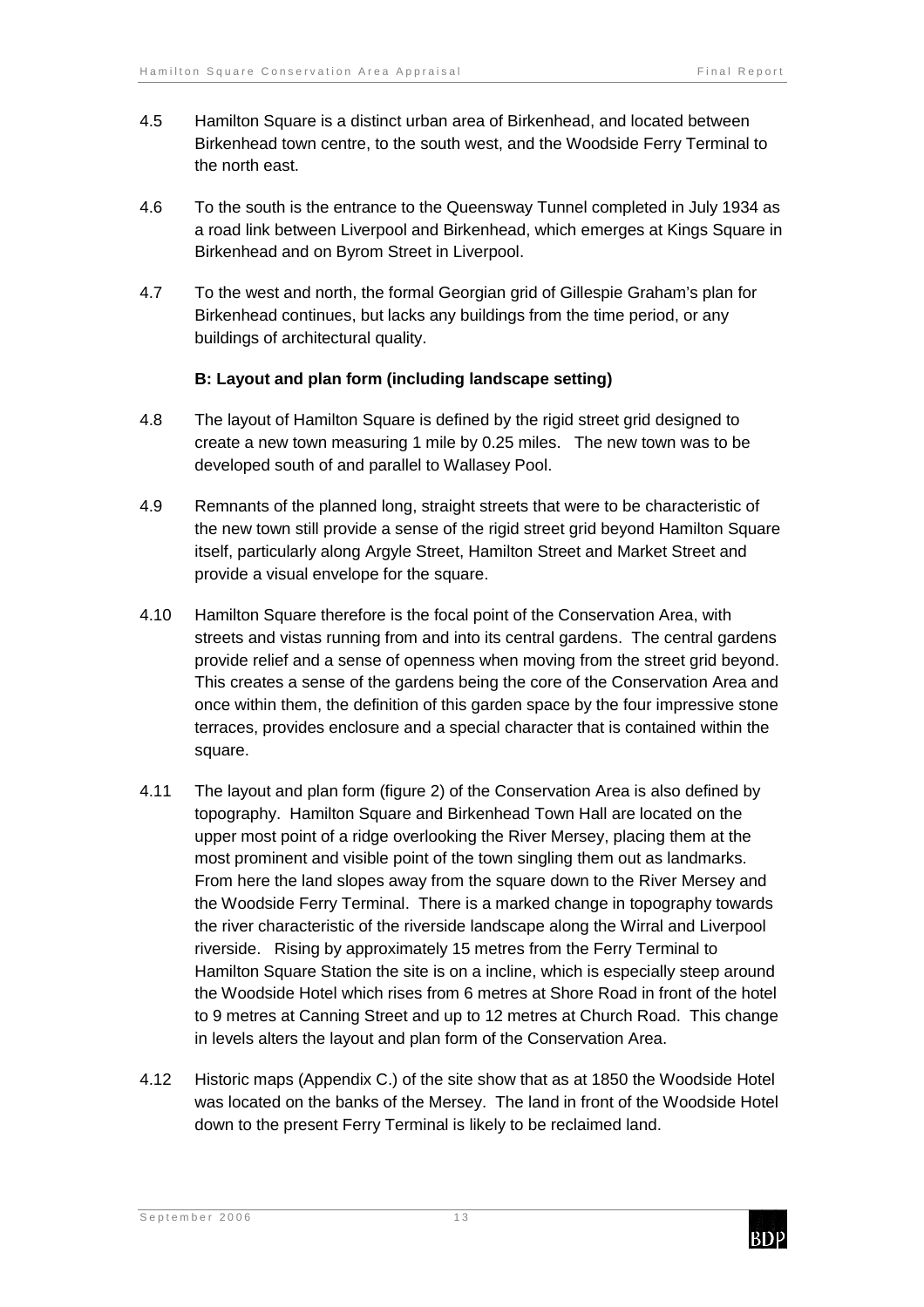4.5 Hamilton Square is a distinct urban area of Birkenhead, and located between Birkenhead town centre, to the south west, and the Woodside Ferry Terminal to the north east.

4.6 To the south is the entrance to the Queensway Tunnel completed in July 1934 as a road link between Liverpool and Birkenhead, which emerges at Kings Square in Birkenhead and on Byrom Street in Liverpool.

4.7 To the west and north, the formal Georgian grid of Gillespie Graham's plan for Birkenhead continues, but lacks any buildings from the time period, or any buildings of architectural quality.

**B: Layout and plan form (including landscape setting)**

4.8 The layout of Hamilton Square is defined by the rigid street grid designed to create a new town measuring 1 mile by 0.25 miles. The new town was to be developed south of and parallel to Wallasey Pool.

4.9 Remnants of the planned long, straight streets that were to be characteristic of the new town still provide a sense of the rigid street grid beyond Hamilton Square itself, particularly along Argyle Street, Hamilton Street and Market Street and provide a visual envelope for the square.

4.10 Hamilton Square therefore is the focal point of the Conservation Area, with streets and vistas running from and into its central gardens. The central gardens provide relief and a sense of openness when moving from the street grid beyond. This creates a sense of the gardens being the core of the Conservation Area and once within them, the definition of this garden space by the four impressive stone terraces, provides enclosure and a special character that is contained within the square.

4.11 The layout and plan form (figure 2) of the Conservation Area is also defined by topography. Hamilton Square and Birkenhead Town Hall are located on the upper most point of a ridge overlooking the River Mersey, placing them at the most prominent and visible point of the town singling them out as landmarks. From here the land slopes away from the square down to the River Mersey and the Woodside Ferry Terminal. There is a marked change in topography towards the river characteristic of the riverside landscape along the Wirral and Liverpool riverside. Rising by approximately 15 metres from the Ferry Terminal to Hamilton Square Station the site is on a incline, which is especially steep around the Woodside Hotel which rises from 6 metres at Shore Road in front of the hotel to 9 metres at Canning Street and up to 12 metres at Church Road. This change in levels alters the layout and plan form of the Conservation Area.

4.12 Historic maps (Appendix C.) of the site show that as at 1850 the Woodside Hotel was located on the banks of the Mersey. The land in front of the Woodside Hotel down to the present Ferry Terminal is likely to be reclaimed land.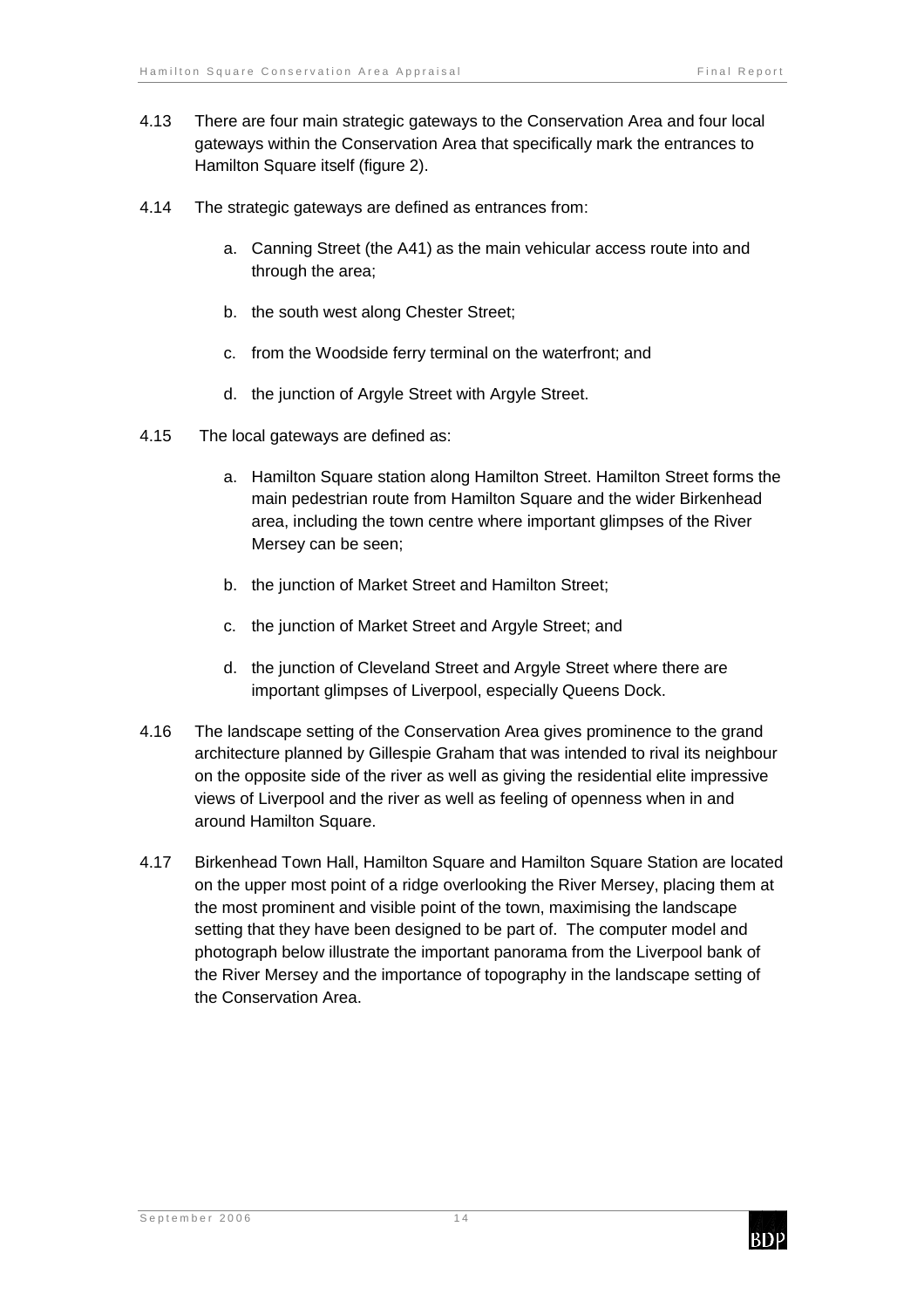4.13 There are four main strategic gateways to the Conservation Area and four local gateways within the Conservation Area that specifically mark the entrances to Hamilton Square itself (figure 2).

4.14 The strategic gateways are defined as entrances from:

a. Canning Street (the A41) as the main vehicular access route into and through the area;

b. the south west along Chester Street;

c. from the Woodside ferry terminal on the waterfront; and

d. the junction of Argyle Street with Argyle Street.

4.15 The local gateways are defined as:

a. Hamilton Square station along Hamilton Street. Hamilton Street forms the main pedestrian route from Hamilton Square and the wider Birkenhead area, including the town centre where important glimpses of the River Mersey can be seen;

b. the junction of Market Street and Hamilton Street;

c. the junction of Market Street and Argyle Street; and

d. the junction of Cleveland Street and Argyle Street where there are important glimpses of Liverpool, especially Queens Dock.

4.16 The landscape setting of the Conservation Area gives prominence to the grand architecture planned by Gillespie Graham that was intended to rival its neighbour on the opposite side of the river as well as giving the residential elite impressive views of Liverpool and the river as well as feeling of openness when in and around Hamilton Square.

4.17 Birkenhead Town Hall, Hamilton Square and Hamilton Square Station are located on the upper most point of a ridge overlooking the River Mersey, placing them at the most prominent and visible point of the town, maximising the landscape setting that they have been designed to be part of. The computer model and photograph below illustrate the important panorama from the Liverpool bank of the River Mersey and the importance of topography in the landscape setting of the Conservation Area.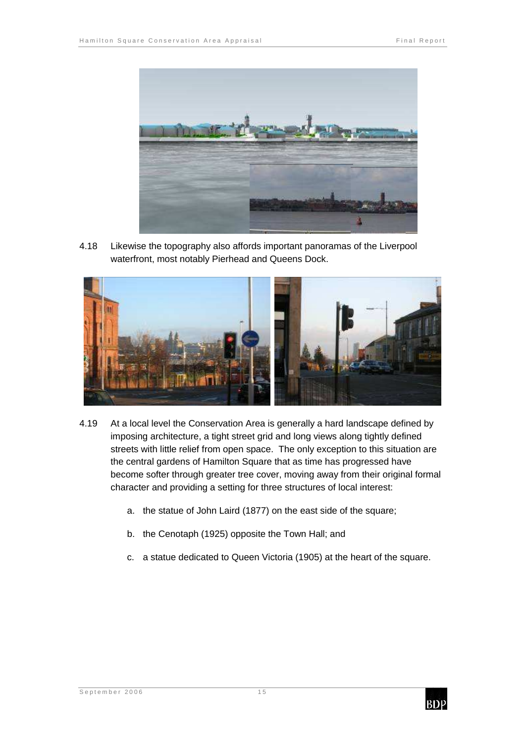4.18 Likewise the topography also affords important panoramas of the Liverpool waterfront, most notably Pierhead and Queens Dock.

4.19 At a local level the Conservation Area is generally a hard landscape defined by imposing architecture, a tight street grid and long views along tightly defined streets with little relief from open space. The only exception to this situation are the central gardens of Hamilton Square that as time has progressed have become softer through greater tree cover, moving away from their original formal character and providing a setting for three structures of local interest:

a. the statue of John Laird (1877) on the east side of the square;

b. the Cenotaph (1925) opposite the Town Hall; and

c. a statue dedicated to Queen Victoria (1905) at the heart of the square.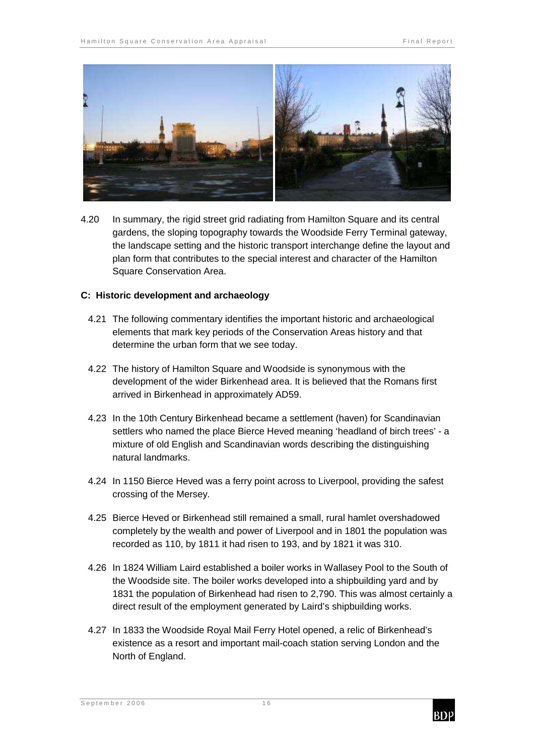4.20 In summary, the rigid street grid radiating from Hamilton Square and its central gardens, the sloping topography towards the Woodside Ferry Terminal gateway, the landscape setting and the historic transport interchange define the layout and plan form that contributes to the special interest and character of the Hamilton Square Conservation Area.

**C: Historic development and archaeology**

4.21 The following commentary identifies the important historic and archaeological elements that mark key periods of the Conservation Areas history and that determine the urban form that we see today.

4.22 The history of Hamilton Square and Woodside is synonymous with the development of the wider Birkenhead area. It is believed that the Romans first arrived in Birkenhead in approximately AD59.

4.23 In the 10th Century Birkenhead became a settlement (haven) for Scandinavian settlers who named the place Bierce Heved meaning 'headland of birch trees' - a mixture of old English and Scandinavian words describing the distinguishing natural landmarks.

4.24 In 1150 Bierce Heved was a ferry point across to Liverpool, providing the safest crossing of the Mersey.

4.25 Bierce Heved or Birkenhead still remained a small, rural hamlet overshadowed completely by the wealth and power of Liverpool and in 1801 the population was recorded as 110, by 1811 it had risen to 193, and by 1821 it was 310.

4.26 In 1824 William Laird established a boiler works in Wallasey Pool to the South of the Woodside site. The boiler works developed into a shipbuilding yard and by 1831 the population of Birkenhead had risen to 2,790. This was almost certainly a direct result of the employment generated by Laird's shipbuilding works.

4.27 In 1833 the Woodside Royal Mail Ferry Hotel opened, a relic of Birkenhead's existence as a resort and important mail-coach station serving London and the North of England.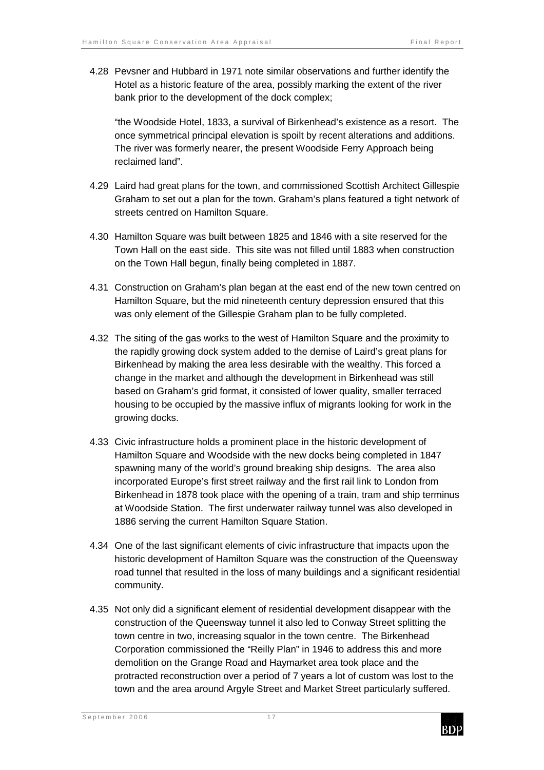4.28 Pevsner and Hubbard in 1971 note similar observations and further identify the Hotel as a historic feature of the area, possibly marking the extent of the river bank prior to the development of the dock complex;

"the Woodside Hotel, 1833, a survival of Birkenhead's existence as a resort. The once symmetrical principal elevation is spoilt by recent alterations and additions. The river was formerly nearer, the present Woodside Ferry Approach being reclaimed land".

4.29 Laird had great plans for the town, and commissioned Scottish Architect Gillespie Graham to set out a plan for the town. Graham's plans featured a tight network of streets centred on Hamilton Square.

4.30 Hamilton Square was built between 1825 and 1846 with a site reserved for the Town Hall on the east side. This site was not filled until 1883 when construction on the Town Hall begun, finally being completed in 1887.

4.31 Construction on Graham's plan began at the east end of the new town centred on Hamilton Square, but the mid nineteenth century depression ensured that this was only element of the Gillespie Graham plan to be fully completed.

4.32 The siting of the gas works to the west of Hamilton Square and the proximity to the rapidly growing dock system added to the demise of Laird's great plans for Birkenhead by making the area less desirable with the wealthy. This forced a change in the market and although the development in Birkenhead was still based on Graham's grid format, it consisted of lower quality, smaller terraced housing to be occupied by the massive influx of migrants looking for work in the growing docks.

4.33 Civic infrastructure holds a prominent place in the historic development of Hamilton Square and Woodside with the new docks being completed in 1847 spawning many of the world's ground breaking ship designs. The area also incorporated Europe's first street railway and the first rail link to London from Birkenhead in 1878 took place with the opening of a train, tram and ship terminus at Woodside Station. The first underwater railway tunnel was also developed in 1886 serving the current Hamilton Square Station.

4.34 One of the last significant elements of civic infrastructure that impacts upon the historic development of Hamilton Square was the construction of the Queensway road tunnel that resulted in the loss of many buildings and a significant residential community.

4.35 Not only did a significant element of residential development disappear with the construction of the Queensway tunnel it also led to Conway Street splitting the town centre in two, increasing squalor in the town centre. The Birkenhead Corporation commissioned the "Reilly Plan" in 1946 to address this and more demolition on the Grange Road and Haymarket area took place and the protracted reconstruction over a period of 7 years a lot of custom was lost to the town and the area around Argyle Street and Market Street particularly suffered.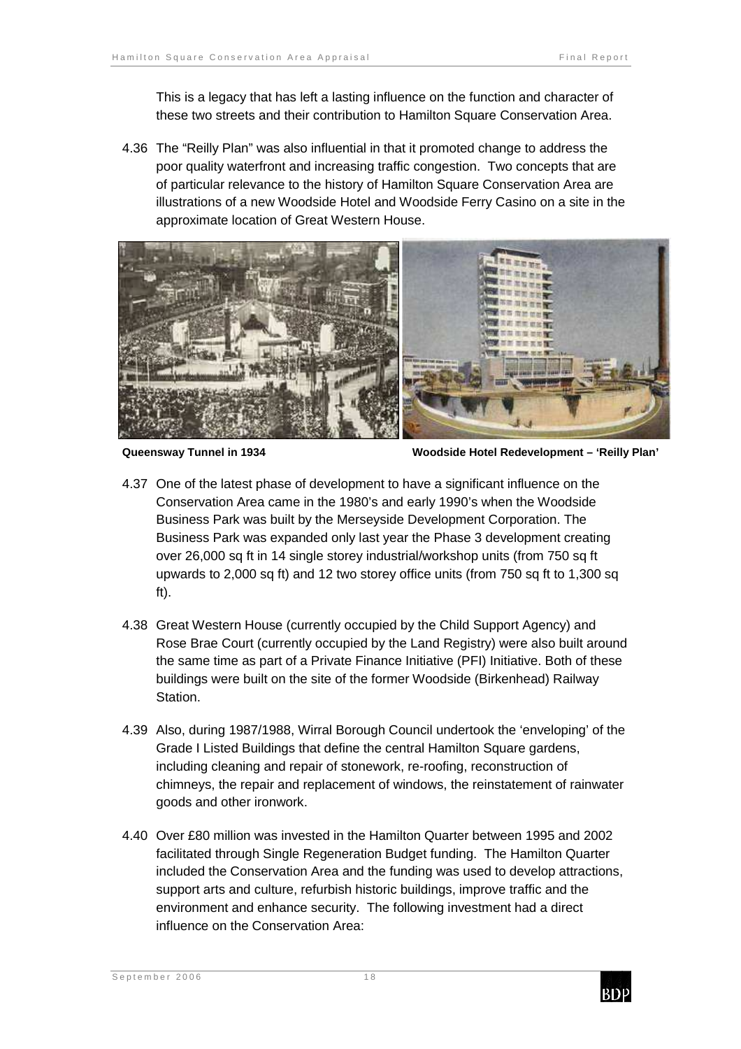This is a legacy that has left a lasting influence on the function and character of these two streets and their contribution to Hamilton Square Conservation Area.

4.36 The "Reilly Plan" was also influential in that it promoted change to address the poor quality waterfront and increasing traffic congestion. Two concepts that are of particular relevance to the history of Hamilton Square Conservation Area are illustrations of a new Woodside Hotel and Woodside Ferry Casino on a site in the approximate location of Great Western House.

**Queensway Tunnel in 1934** **Woodside Hotel Redevelopment – 'Reilly Plan'**

4.37 One of the latest phase of development to have a significant influence on the Conservation Area came in the 1980's and early 1990's when the Woodside Business Park was built by the Merseyside Development Corporation. The Business Park was expanded only last year the Phase 3 development creating over 26,000 sq ft in 14 single storey industrial/workshop units (from 750 sq ft upwards to 2,000 sq ft) and 12 two storey office units (from 750 sq ft to 1,300 sq ft).

4.38 Great Western House (currently occupied by the Child Support Agency) and Rose Brae Court (currently occupied by the Land Registry) were also built around the same time as part of a Private Finance Initiative (PFI) Initiative. Both of these buildings were built on the site of the former Woodside (Birkenhead) Railway Station.

4.39 Also, during 1987/1988, Wirral Borough Council undertook the 'enveloping' of the Grade I Listed Buildings that define the central Hamilton Square gardens, including cleaning and repair of stonework, re-roofing, reconstruction of chimneys, the repair and replacement of windows, the reinstatement of rainwater goods and other ironwork.

4.40 Over £80 million was invested in the Hamilton Quarter between 1995 and 2002 facilitated through Single Regeneration Budget funding. The Hamilton Quarter included the Conservation Area and the funding was used to develop attractions, support arts and culture, refurbish historic buildings, improve traffic and the environment and enhance security. The following investment had a direct influence on the Conservation Area: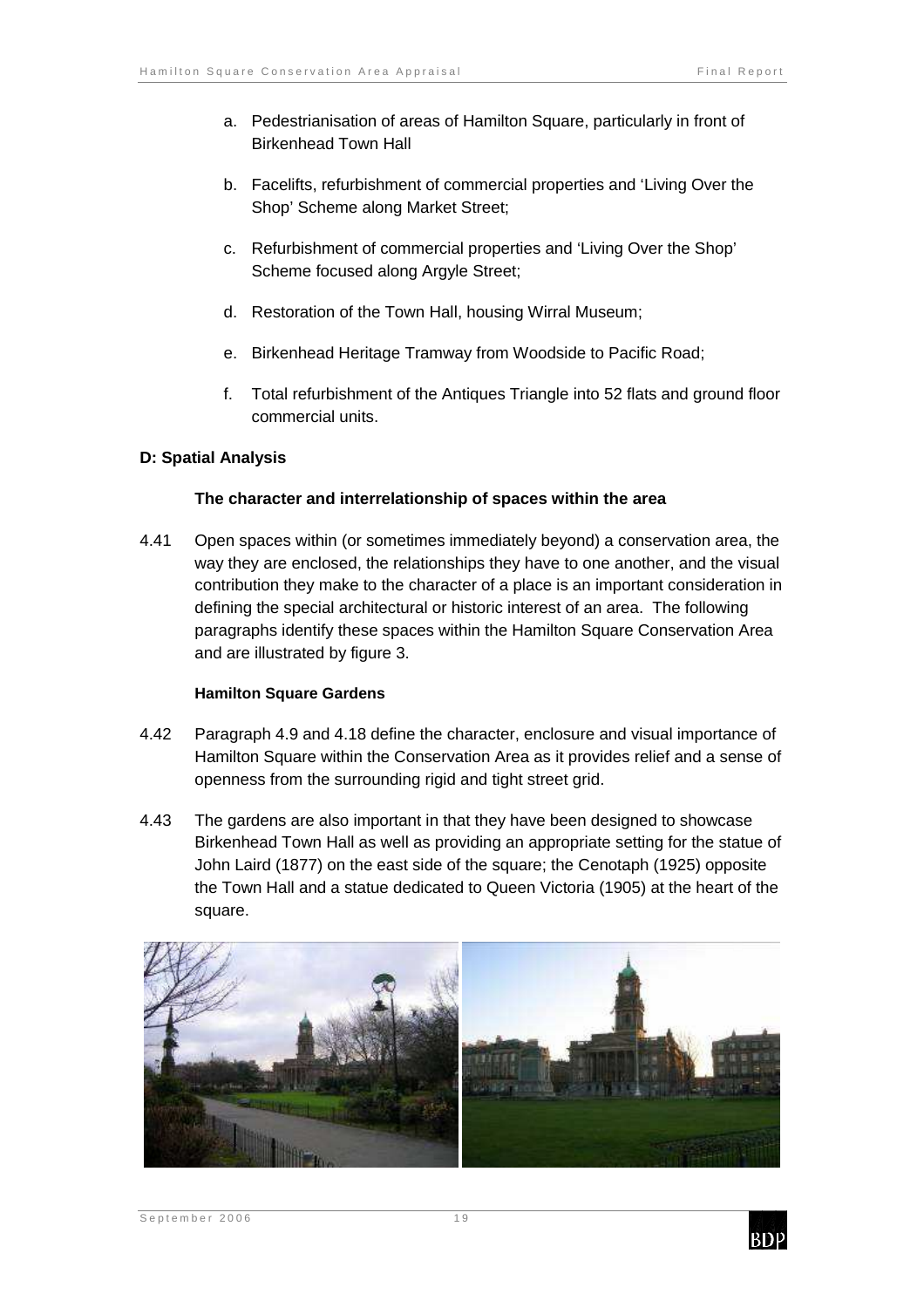a. Pedestrianisation of areas of Hamilton Square, particularly in front of Birkenhead Town Hall

b. Facelifts, refurbishment of commercial properties and 'Living Over the Shop' Scheme along Market Street;

c. Refurbishment of commercial properties and 'Living Over the Shop' Scheme focused along Argyle Street;

d. Restoration of the Town Hall, housing Wirral Museum;

e. Birkenhead Heritage Tramway from Woodside to Pacific Road;

f. Total refurbishment of the Antiques Triangle into 52 flats and ground floor commercial units.

**D: Spatial Analysis**

**The character and interrelationship of spaces within the area**

4.41 Open spaces within (or sometimes immediately beyond) a conservation area, the way they are enclosed, the relationships they have to one another, and the visual contribution they make to the character of a place is an important consideration in defining the special architectural or historic interest of an area. The following paragraphs identify these spaces within the Hamilton Square Conservation Area and are illustrated by figure 3.

**Hamilton Square Gardens**

4.42 Paragraph 4.9 and 4.18 define the character, enclosure and visual importance of Hamilton Square within the Conservation Area as it provides relief and a sense of openness from the surrounding rigid and tight street grid.

4.43 The gardens are also important in that they have been designed to showcase Birkenhead Town Hall as well as providing an appropriate setting for the statue of John Laird (1877) on the east side of the square; the Cenotaph (1925) opposite the Town Hall and a statue dedicated to Queen Victoria (1905) at the heart of the square.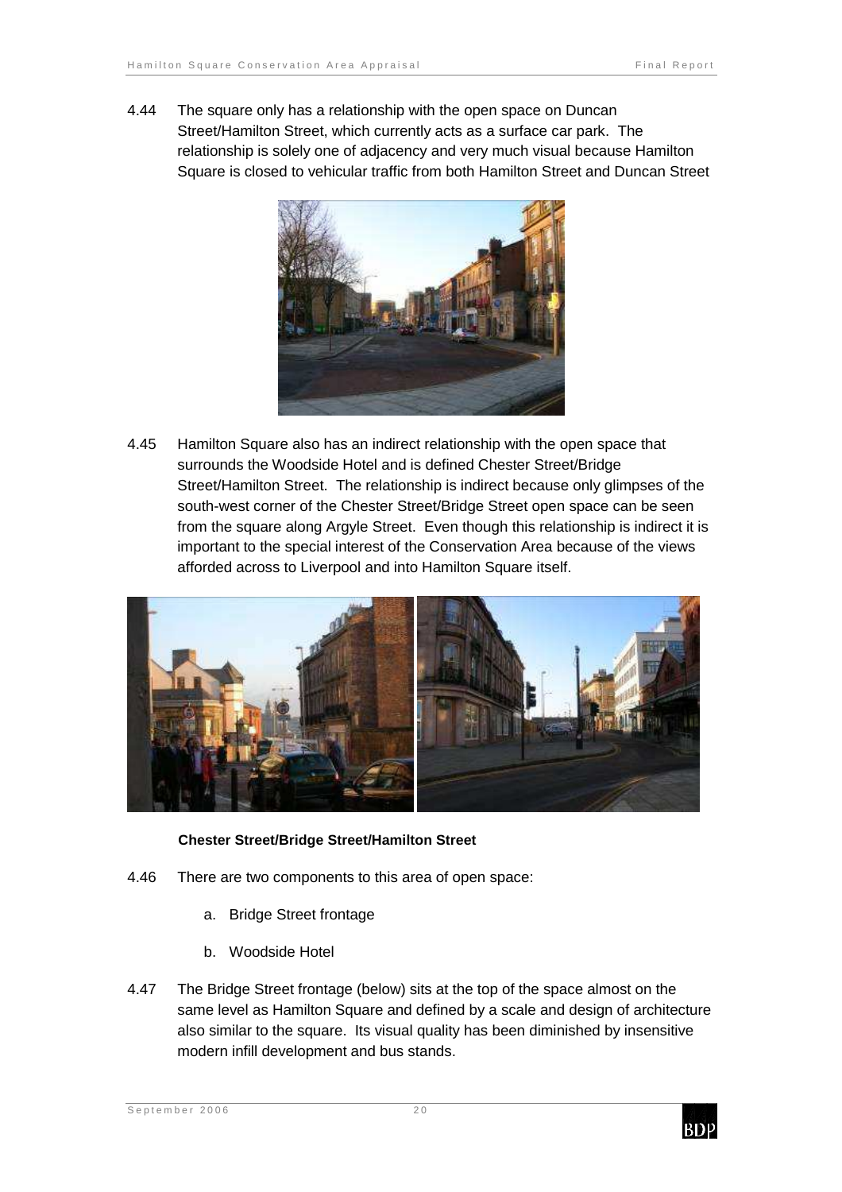4.44 The square only has a relationship with the open space on Duncan Street/Hamilton Street, which currently acts as a surface car park. The relationship is solely one of adjacency and very much visual because Hamilton Square is closed to vehicular traffic from both Hamilton Street and Duncan Street

4.45 Hamilton Square also has an indirect relationship with the open space that surrounds the Woodside Hotel and is defined Chester Street/Bridge Street/Hamilton Street. The relationship is indirect because only glimpses of the south-west corner of the Chester Street/Bridge Street open space can be seen from the square along Argyle Street. Even though this relationship is indirect it is important to the special interest of the Conservation Area because of the views afforded across to Liverpool and into Hamilton Square itself.

**Chester Street/Bridge Street/Hamilton Street**

4.46 There are two components to this area of open space:

a. Bridge Street frontage

b. Woodside Hotel

4.47 The Bridge Street frontage (below) sits at the top of the space almost on the same level as Hamilton Square and defined by a scale and design of architecture also similar to the square. Its visual quality has been diminished by insensitive modern infill development and bus stands.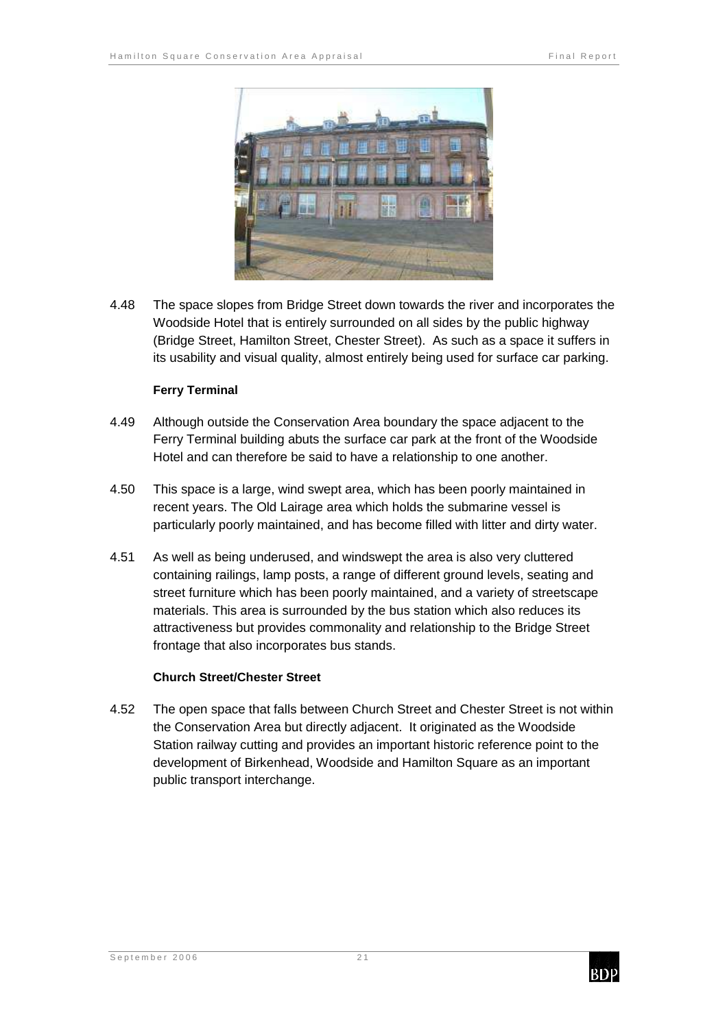4.48 The space slopes from Bridge Street down towards the river and incorporates the Woodside Hotel that is entirely surrounded on all sides by the public highway (Bridge Street, Hamilton Street, Chester Street). As such as a space it suffers in its usability and visual quality, almost entirely being used for surface car parking.

**Ferry Terminal**

4.49 Although outside the Conservation Area boundary the space adjacent to the Ferry Terminal building abuts the surface car park at the front of the Woodside Hotel and can therefore be said to have a relationship to one another.

4.50 This space is a large, wind swept area, which has been poorly maintained in recent years. The Old Lairage area which holds the submarine vessel is particularly poorly maintained, and has become filled with litter and dirty water.

4.51 As well as being underused, and windswept the area is also very cluttered containing railings, lamp posts, a range of different ground levels, seating and street furniture which has been poorly maintained, and a variety of streetscape materials. This area is surrounded by the bus station which also reduces its attractiveness but provides commonality and relationship to the Bridge Street frontage that also incorporates bus stands.

**Church Street/Chester Street**

4.52 The open space that falls between Church Street and Chester Street is not within the Conservation Area but directly adjacent. It originated as the Woodside Station railway cutting and provides an important historic reference point to the development of Birkenhead, Woodside and Hamilton Square as an important public transport interchange.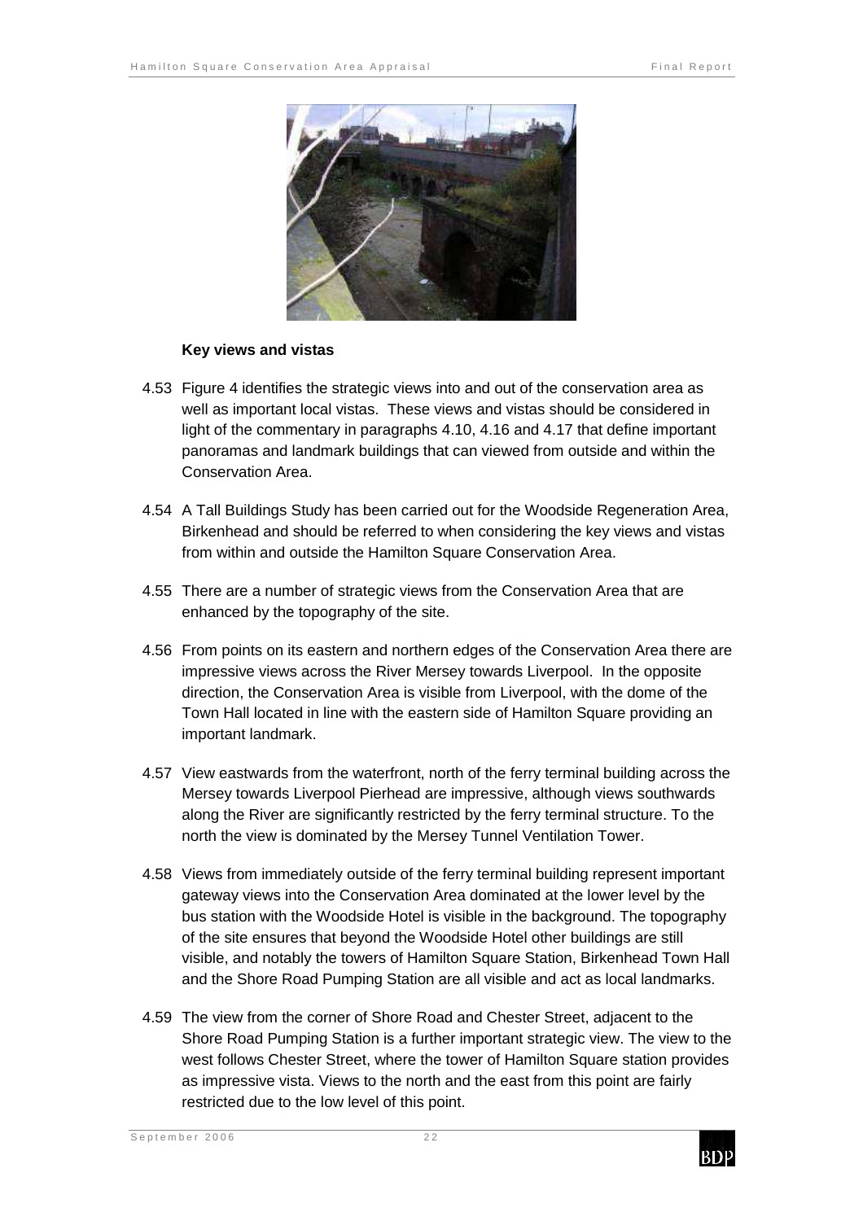**Key views and vistas**

4.53 Figure 4 identifies the strategic views into and out of the conservation area as well as important local vistas. These views and vistas should be considered in light of the commentary in paragraphs 4.10, 4.16 and 4.17 that define important panoramas and landmark buildings that can viewed from outside and within the Conservation Area.

4.54 A Tall Buildings Study has been carried out for the Woodside Regeneration Area, Birkenhead and should be referred to when considering the key views and vistas from within and outside the Hamilton Square Conservation Area.

4.55 There are a number of strategic views from the Conservation Area that are enhanced by the topography of the site.

4.56 From points on its eastern and northern edges of the Conservation Area there are impressive views across the River Mersey towards Liverpool. In the opposite direction, the Conservation Area is visible from Liverpool, with the dome of the Town Hall located in line with the eastern side of Hamilton Square providing an important landmark.

4.57 View eastwards from the waterfront, north of the ferry terminal building across the Mersey towards Liverpool Pierhead are impressive, although views southwards along the River are significantly restricted by the ferry terminal structure. To the north the view is dominated by the Mersey Tunnel Ventilation Tower.

4.58 Views from immediately outside of the ferry terminal building represent important gateway views into the Conservation Area dominated at the lower level by the bus station with the Woodside Hotel is visible in the background. The topography of the site ensures that beyond the Woodside Hotel other buildings are still visible, and notably the towers of Hamilton Square Station, Birkenhead Town Hall and the Shore Road Pumping Station are all visible and act as local landmarks.

4.59 The view from the corner of Shore Road and Chester Street, adjacent to the Shore Road Pumping Station is a further important strategic view. The view to the west follows Chester Street, where the tower of Hamilton Square station provides as impressive vista. Views to the north and the east from this point are fairly restricted due to the low level of this point.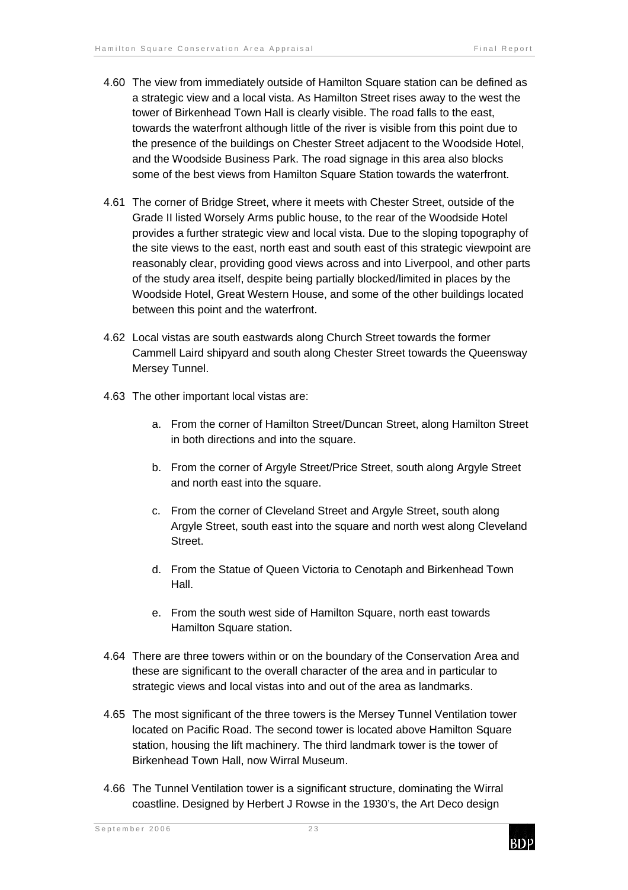4.60 The view from immediately outside of Hamilton Square station can be defined as a strategic view and a local vista. As Hamilton Street rises away to the west the tower of Birkenhead Town Hall is clearly visible. The road falls to the east, towards the waterfront although little of the river is visible from this point due to the presence of the buildings on Chester Street adjacent to the Woodside Hotel, and the Woodside Business Park. The road signage in this area also blocks some of the best views from Hamilton Square Station towards the waterfront.

4.61 The corner of Bridge Street, where it meets with Chester Street, outside of the Grade II listed Worsely Arms public house, to the rear of the Woodside Hotel provides a further strategic view and local vista. Due to the sloping topography of the site views to the east, north east and south east of this strategic viewpoint are reasonably clear, providing good views across and into Liverpool, and other parts of the study area itself, despite being partially blocked/limited in places by the Woodside Hotel, Great Western House, and some of the other buildings located between this point and the waterfront.

4.62 Local vistas are south eastwards along Church Street towards the former Cammell Laird shipyard and south along Chester Street towards the Queensway Mersey Tunnel.

4.63 The other important local vistas are:

a. From the corner of Hamilton Street/Duncan Street, along Hamilton Street in both directions and into the square.

b. From the corner of Argyle Street/Price Street, south along Argyle Street and north east into the square.

c. From the corner of Cleveland Street and Argyle Street, south along Argyle Street, south east into the square and north west along Cleveland Street.

d. From the Statue of Queen Victoria to Cenotaph and Birkenhead Town Hall.

e. From the south west side of Hamilton Square, north east towards Hamilton Square station.

4.64 There are three towers within or on the boundary of the Conservation Area and these are significant to the overall character of the area and in particular to strategic views and local vistas into and out of the area as landmarks.

4.65 The most significant of the three towers is the Mersey Tunnel Ventilation tower located on Pacific Road. The second tower is located above Hamilton Square station, housing the lift machinery. The third landmark tower is the tower of Birkenhead Town Hall, now Wirral Museum.

4.66 The Tunnel Ventilation tower is a significant structure, dominating the Wirral coastline. Designed by Herbert J Rowse in the 1930's, the Art Deco design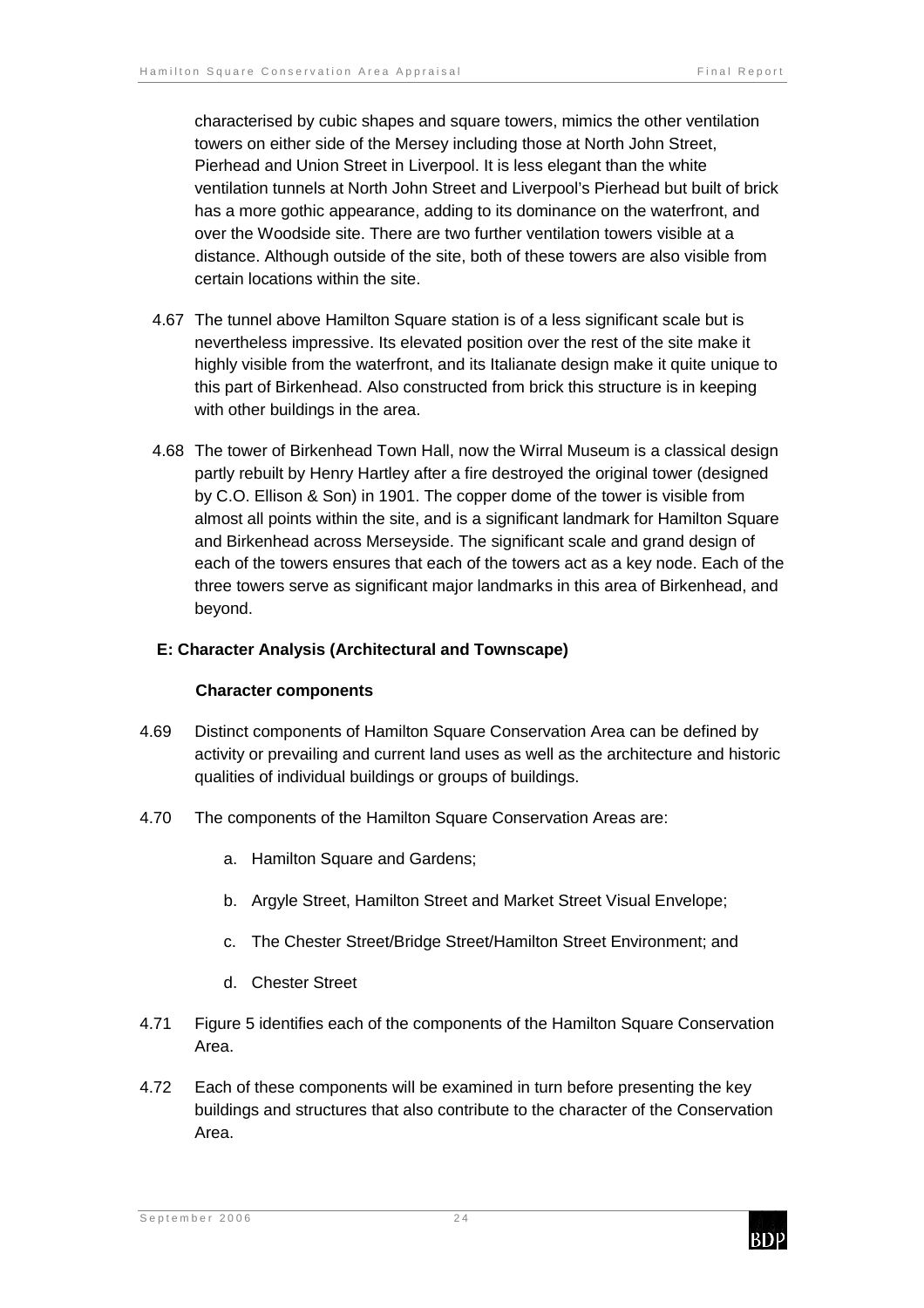characterised by cubic shapes and square towers, mimics the other ventilation towers on either side of the Mersey including those at North John Street, Pierhead and Union Street in Liverpool. It is less elegant than the white ventilation tunnels at North John Street and Liverpool's Pierhead but built of brick has a more gothic appearance, adding to its dominance on the waterfront, and over the Woodside site. There are two further ventilation towers visible at a distance. Although outside of the site, both of these towers are also visible from certain locations within the site.

4.67 The tunnel above Hamilton Square station is of a less significant scale but is nevertheless impressive. Its elevated position over the rest of the site make it highly visible from the waterfront, and its Italianate design make it quite unique to this part of Birkenhead. Also constructed from brick this structure is in keeping with other buildings in the area.

4.68 The tower of Birkenhead Town Hall, now the Wirral Museum is a classical design partly rebuilt by Henry Hartley after a fire destroyed the original tower (designed by C.O. Ellison & Son) in 1901. The copper dome of the tower is visible from almost all points within the site, and is a significant landmark for Hamilton Square and Birkenhead across Merseyside. The significant scale and grand design of each of the towers ensures that each of the towers act as a key node. Each of the three towers serve as significant major landmarks in this area of Birkenhead, and beyond.

## E: Character Analysis (Architectural and Townscape)

### Character components

4.69 Distinct components of Hamilton Square Conservation Area can be defined by activity or prevailing and current land uses as well as the architecture and historic qualities of individual buildings or groups of buildings.

4.70 The components of the Hamilton Square Conservation Areas are:

a. Hamilton Square and Gardens;

b. Argyle Street, Hamilton Street and Market Street Visual Envelope;

c. The Chester Street/Bridge Street/Hamilton Street Environment; and

d. Chester Street

4.71 Figure 5 identifies each of the components of the Hamilton Square Conservation Area.

4.72 Each of these components will be examined in turn before presenting the key buildings and structures that also contribute to the character of the Conservation Area.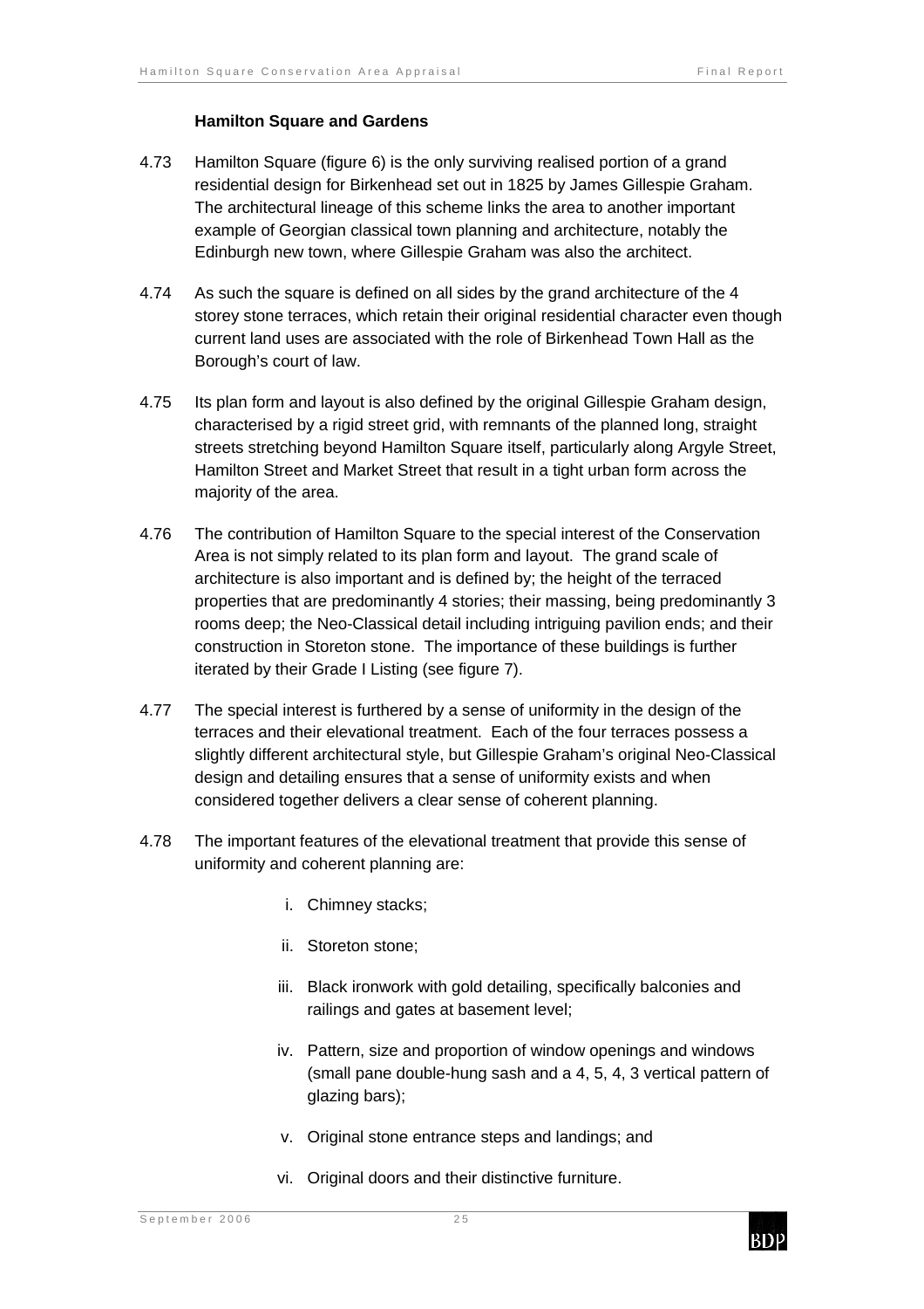### Hamilton Square and Gardens

4.73 Hamilton Square (figure 6) is the only surviving realised portion of a grand residential design for Birkenhead set out in 1825 by James Gillespie Graham. The architectural lineage of this scheme links the area to another important example of Georgian classical town planning and architecture, notably the Edinburgh new town, where Gillespie Graham was also the architect.

4.74 As such the square is defined on all sides by the grand architecture of the 4 storey stone terraces, which retain their original residential character even though current land uses are associated with the role of Birkenhead Town Hall as the Borough's court of law.

4.75 Its plan form and layout is also defined by the original Gillespie Graham design, characterised by a rigid street grid, with remnants of the planned long, straight streets stretching beyond Hamilton Square itself, particularly along Argyle Street, Hamilton Street and Market Street that result in a tight urban form across the majority of the area.

4.76 The contribution of Hamilton Square to the special interest of the Conservation Area is not simply related to its plan form and layout. The grand scale of architecture is also important and is defined by; the height of the terraced properties that are predominantly 4 stories; their massing, being predominantly 3 rooms deep; the Neo-Classical detail including intriguing pavilion ends; and their construction in Storeton stone. The importance of these buildings is further iterated by their Grade I Listing (see figure 7).

4.77 The special interest is furthered by a sense of uniformity in the design of the terraces and their elevational treatment. Each of the four terraces possess a slightly different architectural style, but Gillespie Graham's original Neo-Classical design and detailing ensures that a sense of uniformity exists and when considered together delivers a clear sense of coherent planning.

4.78 The important features of the elevational treatment that provide this sense of uniformity and coherent planning are:

i. Chimney stacks;

ii. Storeton stone;

iii. Black ironwork with gold detailing, specifically balconies and railings and gates at basement level;

iv. Pattern, size and proportion of window openings and windows (small pane double-hung sash and a 4, 5, 4, 3 vertical pattern of glazing bars);

v. Original stone entrance steps and landings; and

vi. Original doors and their distinctive furniture.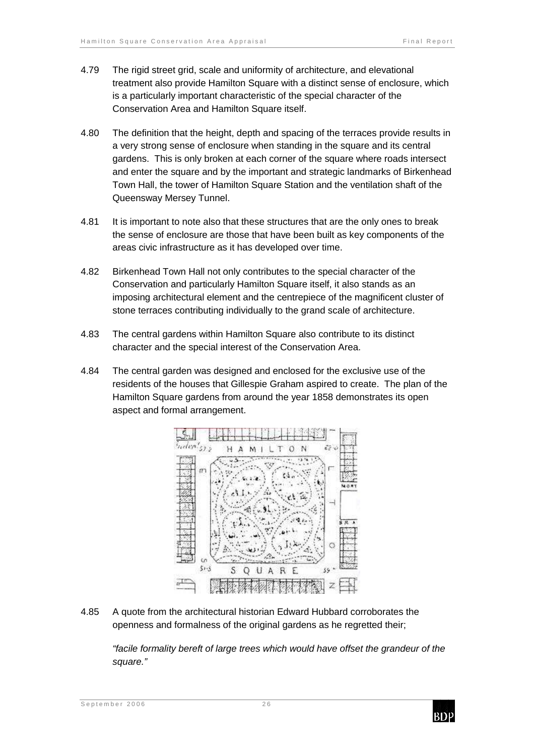4.79 The rigid street grid, scale and uniformity of architecture, and elevational treatment also provide Hamilton Square with a distinct sense of enclosure, which is a particularly important characteristic of the special character of the Conservation Area and Hamilton Square itself.

4.80 The definition that the height, depth and spacing of the terraces provide results in a very strong sense of enclosure when standing in the square and its central gardens. This is only broken at each corner of the square where roads intersect and enter the square and by the important and strategic landmarks of Birkenhead Town Hall, the tower of Hamilton Square Station and the ventilation shaft of the Queensway Mersey Tunnel.

4.81 It is important to note also that these structures that are the only ones to break the sense of enclosure are those that have been built as key components of the areas civic infrastructure as it has developed over time.

4.82 Birkenhead Town Hall not only contributes to the special character of the Conservation and particularly Hamilton Square itself, it also stands as an imposing architectural element and the centrepiece of the magnificent cluster of stone terraces contributing individually to the grand scale of architecture.

4.83 The central gardens within Hamilton Square also contribute to its distinct character and the special interest of the Conservation Area.

4.84 The central garden was designed and enclosed for the exclusive use of the residents of the houses that Gillespie Graham aspired to create. The plan of the Hamilton Square gardens from around the year 1858 demonstrates its open aspect and formal arrangement.

4.85 A quote from the architectural historian Edward Hubbard corroborates the openness and formalness of the original gardens as he regretted their;

*"facile formality bereft of large trees which would have offset the grandeur of the square."*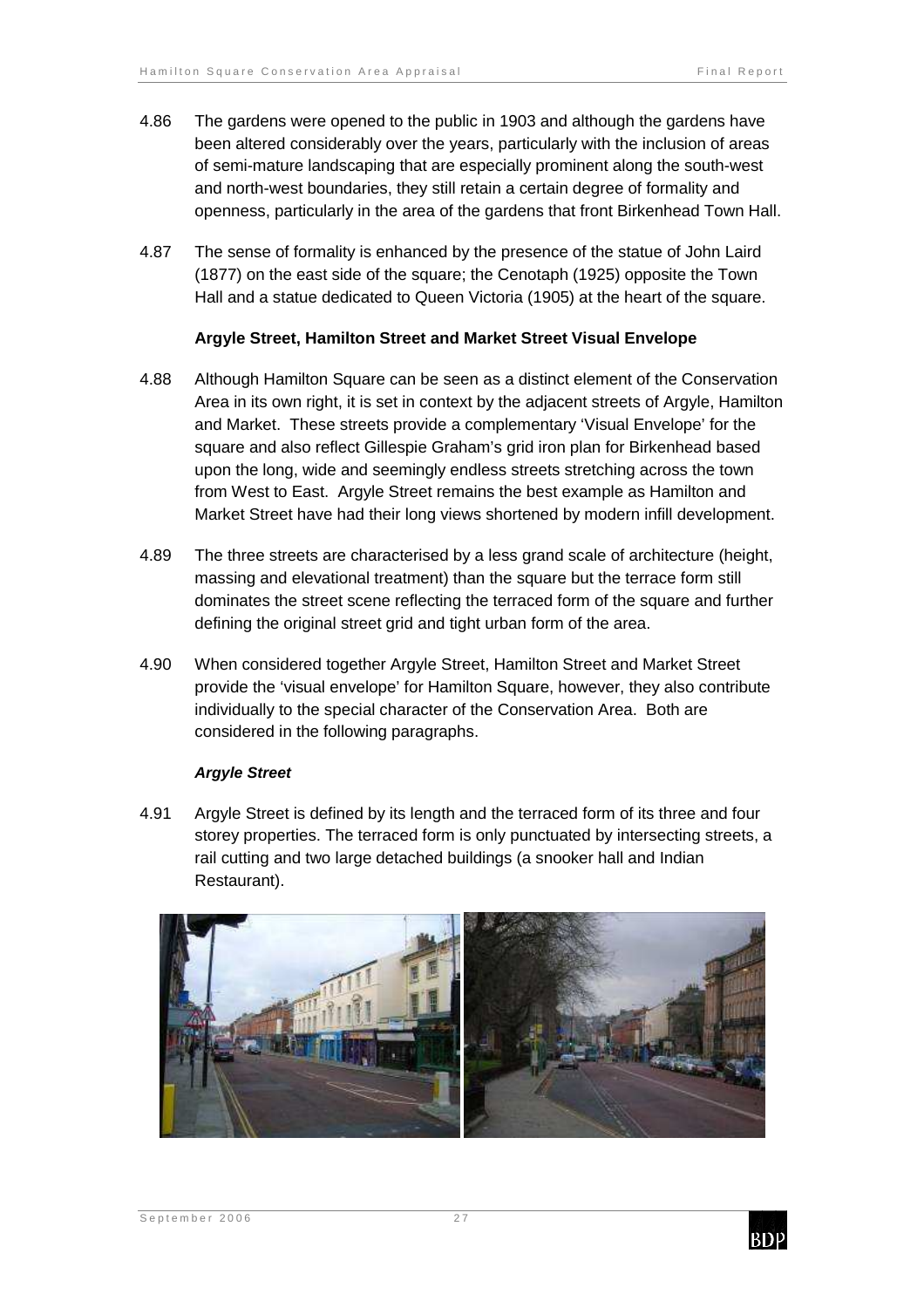4.86 The gardens were opened to the public in 1903 and although the gardens have been altered considerably over the years, particularly with the inclusion of areas of semi-mature landscaping that are especially prominent along the south-west and north-west boundaries, they still retain a certain degree of formality and openness, particularly in the area of the gardens that front Birkenhead Town Hall.

4.87 The sense of formality is enhanced by the presence of the statue of John Laird (1877) on the east side of the square; the Cenotaph (1925) opposite the Town Hall and a statue dedicated to Queen Victoria (1905) at the heart of the square.

**Argyle Street, Hamilton Street and Market Street Visual Envelope**

4.88 Although Hamilton Square can be seen as a distinct element of the Conservation Area in its own right, it is set in context by the adjacent streets of Argyle, Hamilton and Market. These streets provide a complementary 'Visual Envelope' for the square and also reflect Gillespie Graham's grid iron plan for Birkenhead based upon the long, wide and seemingly endless streets stretching across the town from West to East. Argyle Street remains the best example as Hamilton and Market Street have had their long views shortened by modern infill development.

4.89 The three streets are characterised by a less grand scale of architecture (height, massing and elevational treatment) than the square but the terrace form still dominates the street scene reflecting the terraced form of the square and further defining the original street grid and tight urban form of the area.

4.90 When considered together Argyle Street, Hamilton Street and Market Street provide the 'visual envelope' for Hamilton Square, however, they also contribute individually to the special character of the Conservation Area. Both are considered in the following paragraphs.

***Argyle Street***

4.91 Argyle Street is defined by its length and the terraced form of its three and four storey properties. The terraced form is only punctuated by intersecting streets, a rail cutting and two large detached buildings (a snooker hall and Indian Restaurant).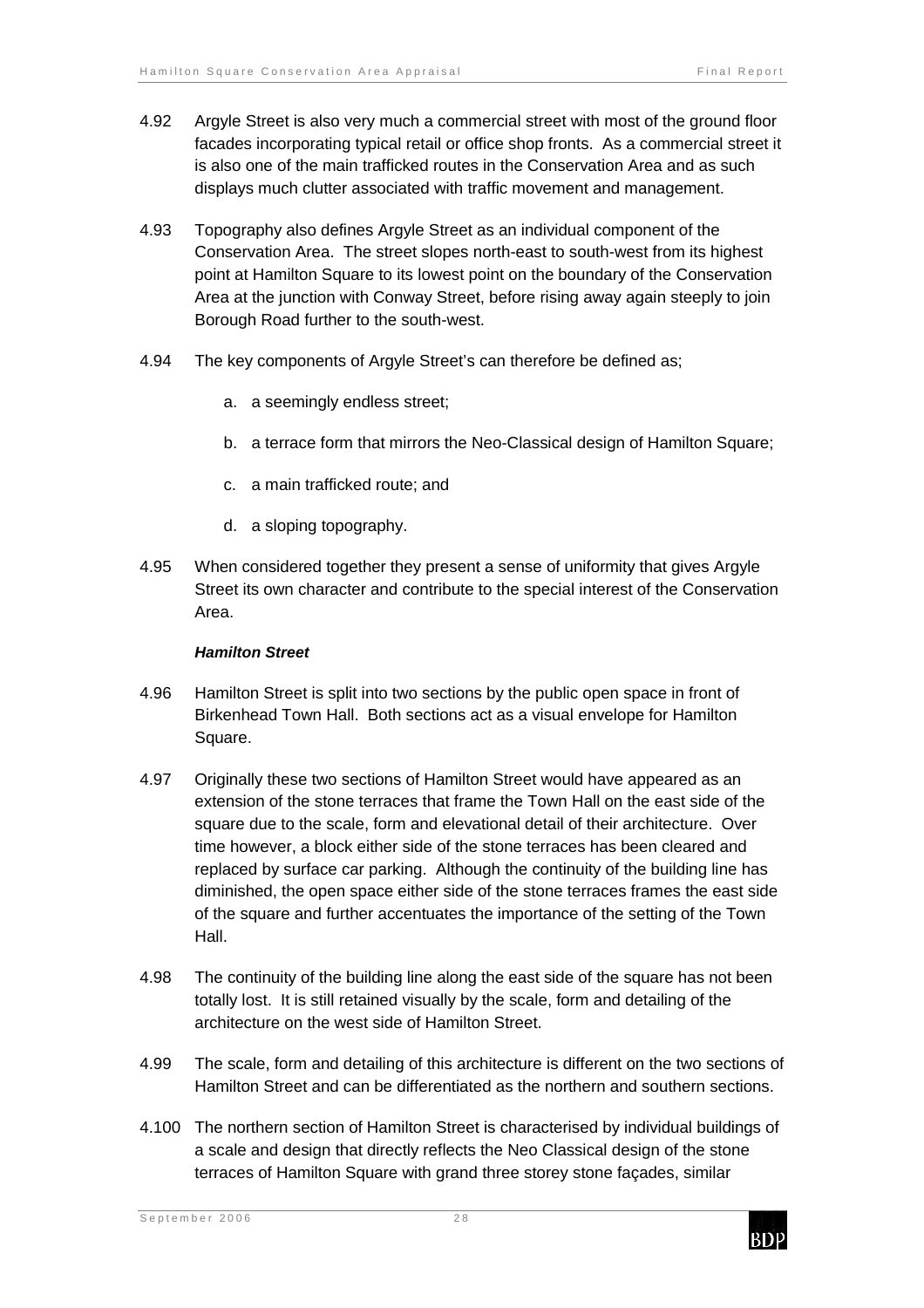4.92 Argyle Street is also very much a commercial street with most of the ground floor facades incorporating typical retail or office shop fronts. As a commercial street it is also one of the main trafficked routes in the Conservation Area and as such displays much clutter associated with traffic movement and management.

4.93 Topography also defines Argyle Street as an individual component of the Conservation Area. The street slopes north-east to south-west from its highest point at Hamilton Square to its lowest point on the boundary of the Conservation Area at the junction with Conway Street, before rising away again steeply to join Borough Road further to the south-west.

4.94 The key components of Argyle Street's can therefore be defined as;

a. a seemingly endless street;

b. a terrace form that mirrors the Neo-Classical design of Hamilton Square;

c. a main trafficked route; and

d. a sloping topography.

4.95 When considered together they present a sense of uniformity that gives Argyle Street its own character and contribute to the special interest of the Conservation Area.

***Hamilton Street***

4.96 Hamilton Street is split into two sections by the public open space in front of Birkenhead Town Hall. Both sections act as a visual envelope for Hamilton Square.

4.97 Originally these two sections of Hamilton Street would have appeared as an extension of the stone terraces that frame the Town Hall on the east side of the square due to the scale, form and elevational detail of their architecture. Over time however, a block either side of the stone terraces has been cleared and replaced by surface car parking. Although the continuity of the building line has diminished, the open space either side of the stone terraces frames the east side of the square and further accentuates the importance of the setting of the Town Hall.

4.98 The continuity of the building line along the east side of the square has not been totally lost. It is still retained visually by the scale, form and detailing of the architecture on the west side of Hamilton Street.

4.99 The scale, form and detailing of this architecture is different on the two sections of Hamilton Street and can be differentiated as the northern and southern sections.

4.100 The northern section of Hamilton Street is characterised by individual buildings of a scale and design that directly reflects the Neo Classical design of the stone terraces of Hamilton Square with grand three storey stone façades, similar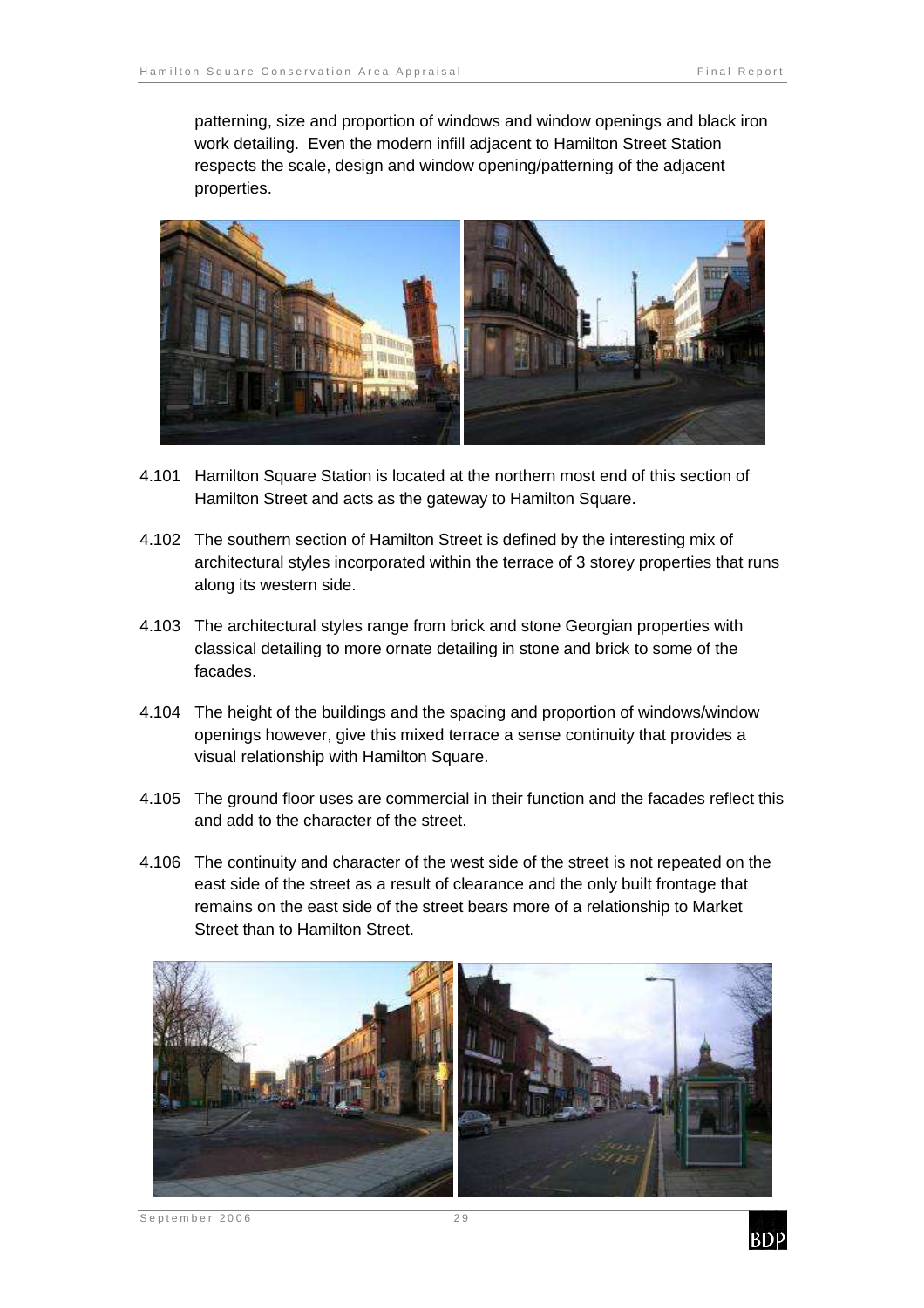patterning, size and proportion of windows and window openings and black iron work detailing. Even the modern infill adjacent to Hamilton Street Station respects the scale, design and window opening/patterning of the adjacent properties.

4.101 Hamilton Square Station is located at the northern most end of this section of Hamilton Street and acts as the gateway to Hamilton Square.

4.102 The southern section of Hamilton Street is defined by the interesting mix of architectural styles incorporated within the terrace of 3 storey properties that runs along its western side.

4.103 The architectural styles range from brick and stone Georgian properties with classical detailing to more ornate detailing in stone and brick to some of the facades.

4.104 The height of the buildings and the spacing and proportion of windows/window openings however, give this mixed terrace a sense continuity that provides a visual relationship with Hamilton Square.

4.105 The ground floor uses are commercial in their function and the facades reflect this and add to the character of the street.

4.106 The continuity and character of the west side of the street is not repeated on the east side of the street as a result of clearance and the only built frontage that remains on the east side of the street bears more of a relationship to Market Street than to Hamilton Street.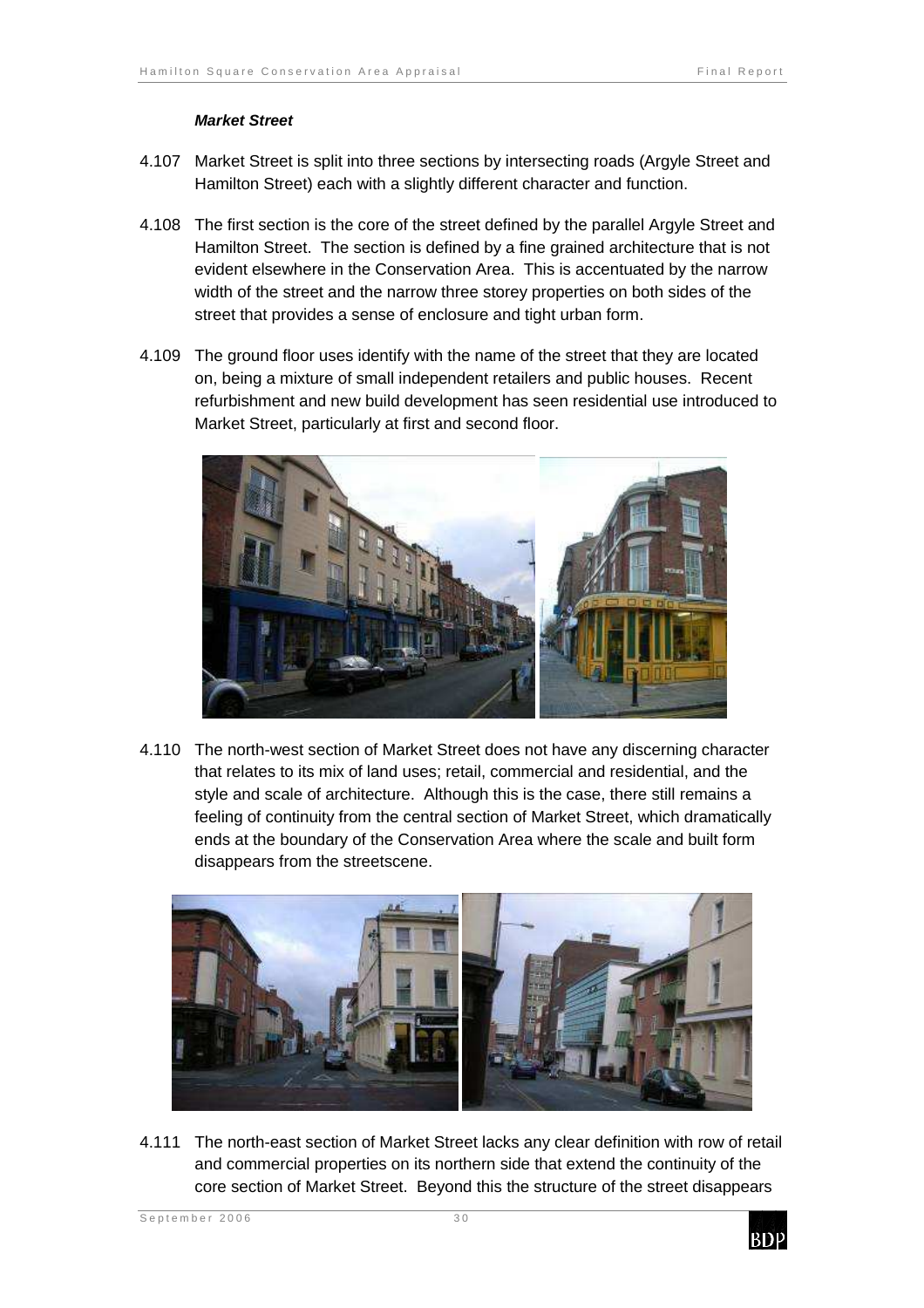***Market Street***

4.107 Market Street is split into three sections by intersecting roads (Argyle Street and Hamilton Street) each with a slightly different character and function.

4.108 The first section is the core of the street defined by the parallel Argyle Street and Hamilton Street. The section is defined by a fine grained architecture that is not evident elsewhere in the Conservation Area. This is accentuated by the narrow width of the street and the narrow three storey properties on both sides of the street that provides a sense of enclosure and tight urban form.

4.109 The ground floor uses identify with the name of the street that they are located on, being a mixture of small independent retailers and public houses. Recent refurbishment and new build development has seen residential use introduced to Market Street, particularly at first and second floor.

4.110 The north-west section of Market Street does not have any discerning character that relates to its mix of land uses; retail, commercial and residential, and the style and scale of architecture. Although this is the case, there still remains a feeling of continuity from the central section of Market Street, which dramatically ends at the boundary of the Conservation Area where the scale and built form disappears from the streetscene.

4.111 The north-east section of Market Street lacks any clear definition with row of retail and commercial properties on its northern side that extend the continuity of the core section of Market Street. Beyond this the structure of the street disappears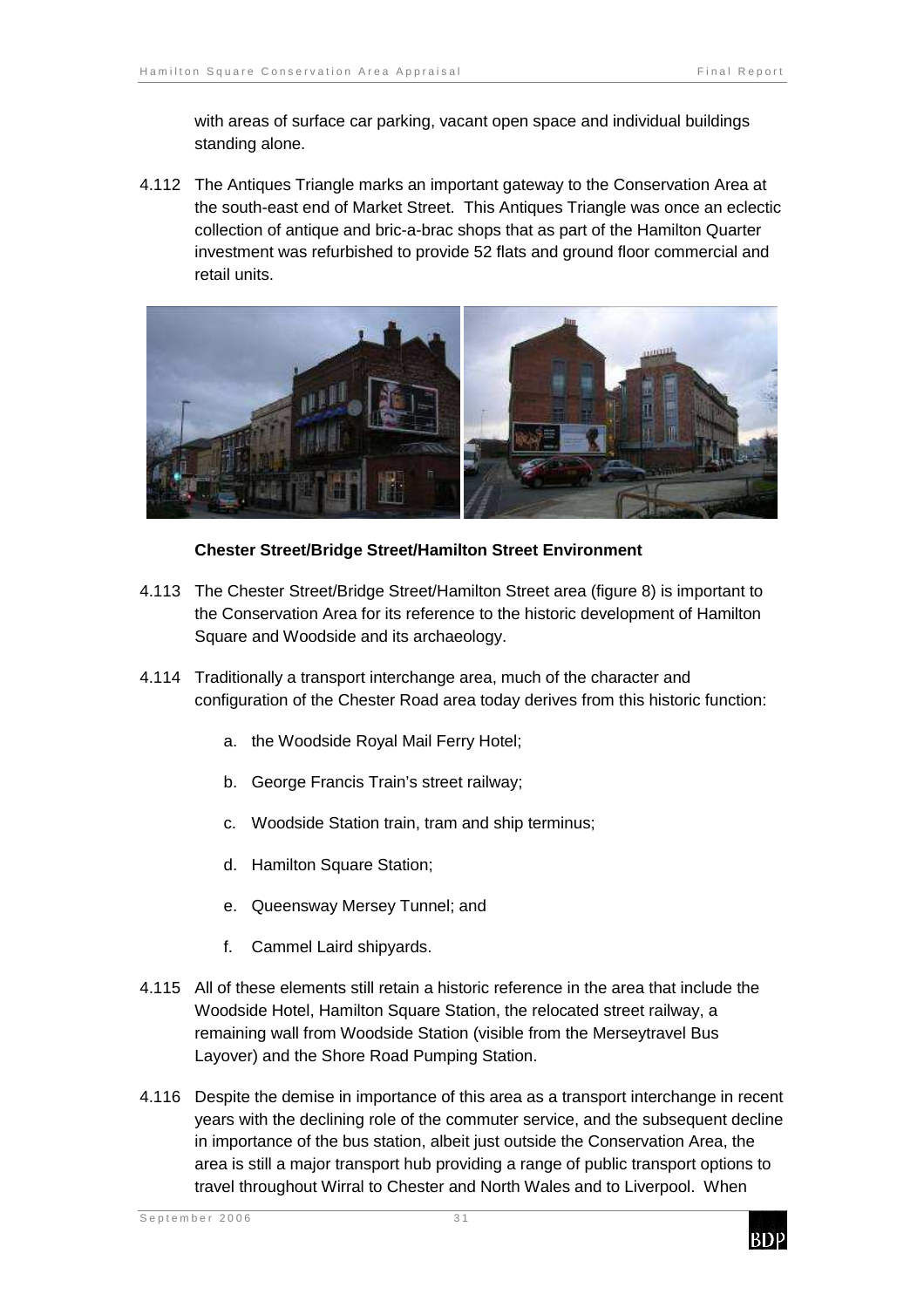with areas of surface car parking, vacant open space and individual buildings standing alone.

4.112 The Antiques Triangle marks an important gateway to the Conservation Area at the south-east end of Market Street. This Antiques Triangle was once an eclectic collection of antique and bric-a-brac shops that as part of the Hamilton Quarter investment was refurbished to provide 52 flats and ground floor commercial and retail units.

**Chester Street/Bridge Street/Hamilton Street Environment**

4.113 The Chester Street/Bridge Street/Hamilton Street area (figure 8) is important to the Conservation Area for its reference to the historic development of Hamilton Square and Woodside and its archaeology.

4.114 Traditionally a transport interchange area, much of the character and configuration of the Chester Road area today derives from this historic function:

a. the Woodside Royal Mail Ferry Hotel;

b. George Francis Train's street railway;

c. Woodside Station train, tram and ship terminus;

d. Hamilton Square Station;

e. Queensway Mersey Tunnel; and

f. Cammel Laird shipyards.

4.115 All of these elements still retain a historic reference in the area that include the Woodside Hotel, Hamilton Square Station, the relocated street railway, a remaining wall from Woodside Station (visible from the Merseytravel Bus Layover) and the Shore Road Pumping Station.

4.116 Despite the demise in importance of this area as a transport interchange in recent years with the declining role of the commuter service, and the subsequent decline in importance of the bus station, albeit just outside the Conservation Area, the area is still a major transport hub providing a range of public transport options to travel throughout Wirral to Chester and North Wales and to Liverpool. When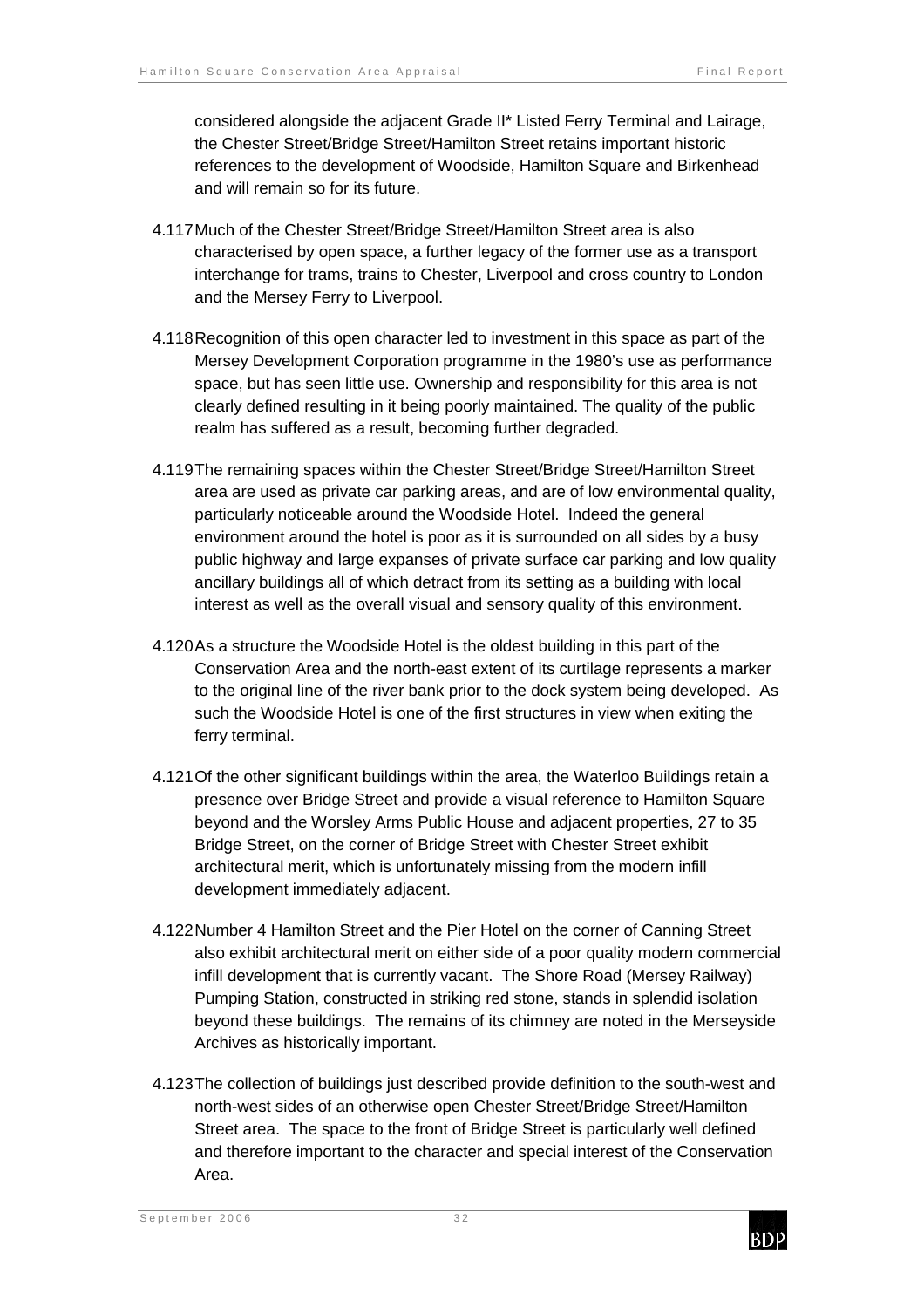considered alongside the adjacent Grade II* Listed Ferry Terminal and Lairage, the Chester Street/Bridge Street/Hamilton Street retains important historic references to the development of Woodside, Hamilton Square and Birkenhead and will remain so for its future.

4.117 Much of the Chester Street/Bridge Street/Hamilton Street area is also characterised by open space, a further legacy of the former use as a transport interchange for trams, trains to Chester, Liverpool and cross country to London and the Mersey Ferry to Liverpool.

4.118 Recognition of this open character led to investment in this space as part of the Mersey Development Corporation programme in the 1980's use as performance space, but has seen little use. Ownership and responsibility for this area is not clearly defined resulting in it being poorly maintained. The quality of the public realm has suffered as a result, becoming further degraded.

4.119 The remaining spaces within the Chester Street/Bridge Street/Hamilton Street area are used as private car parking areas, and are of low environmental quality, particularly noticeable around the Woodside Hotel. Indeed the general environment around the hotel is poor as it is surrounded on all sides by a busy public highway and large expanses of private surface car parking and low quality ancillary buildings all of which detract from its setting as a building with local interest as well as the overall visual and sensory quality of this environment.

4.120 As a structure the Woodside Hotel is the oldest building in this part of the Conservation Area and the north-east extent of its curtilage represents a marker to the original line of the river bank prior to the dock system being developed. As such the Woodside Hotel is one of the first structures in view when exiting the ferry terminal.

4.121 Of the other significant buildings within the area, the Waterloo Buildings retain a presence over Bridge Street and provide a visual reference to Hamilton Square beyond and the Worsley Arms Public House and adjacent properties, 27 to 35 Bridge Street, on the corner of Bridge Street with Chester Street exhibit architectural merit, which is unfortunately missing from the modern infill development immediately adjacent.

4.122 Number 4 Hamilton Street and the Pier Hotel on the corner of Canning Street also exhibit architectural merit on either side of a poor quality modern commercial infill development that is currently vacant. The Shore Road (Mersey Railway) Pumping Station, constructed in striking red stone, stands in splendid isolation beyond these buildings. The remains of its chimney are noted in the Merseyside Archives as historically important.

4.123 The collection of buildings just described provide definition to the south-west and north-west sides of an otherwise open Chester Street/Bridge Street/Hamilton Street area. The space to the front of Bridge Street is particularly well defined and therefore important to the character and special interest of the Conservation Area.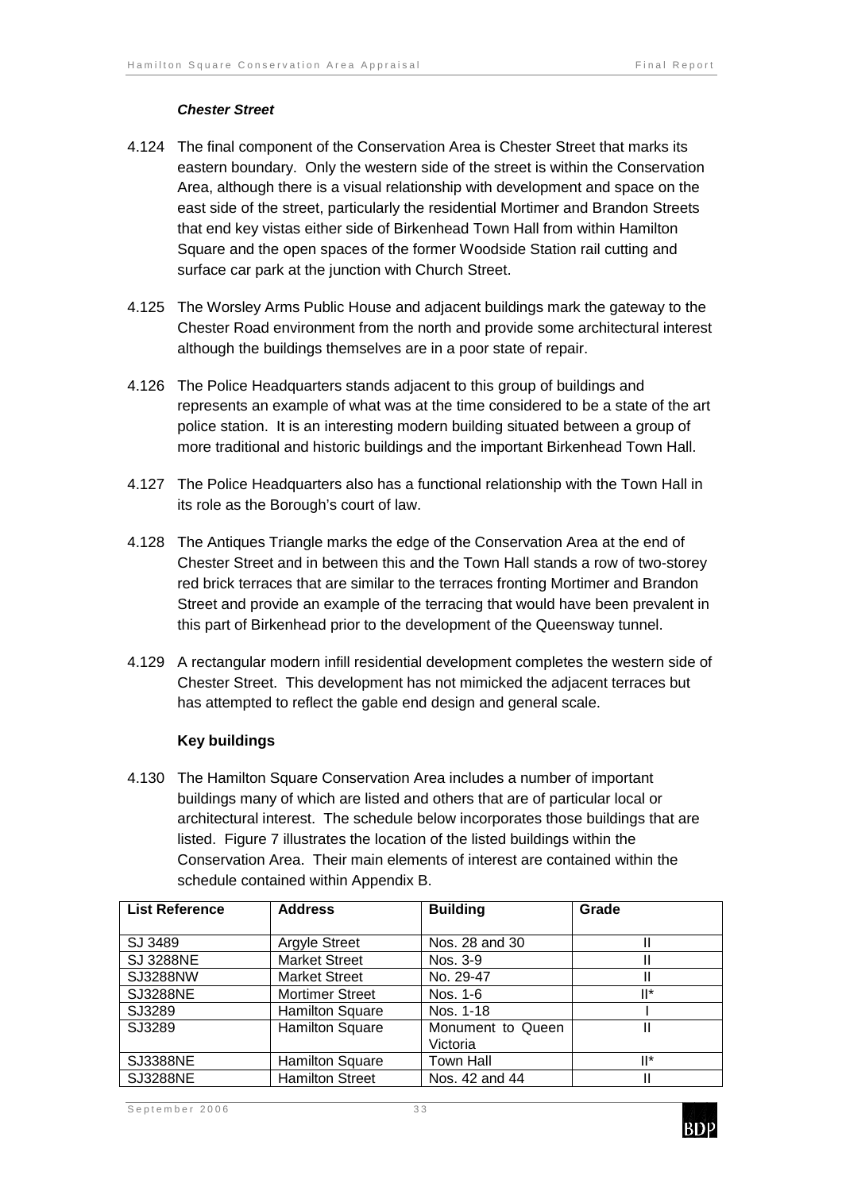***Chester Street***

4.124 The final component of the Conservation Area is Chester Street that marks its eastern boundary. Only the western side of the street is within the Conservation Area, although there is a visual relationship with development and space on the east side of the street, particularly the residential Mortimer and Brandon Streets that end key vistas either side of Birkenhead Town Hall from within Hamilton Square and the open spaces of the former Woodside Station rail cutting and surface car park at the junction with Church Street.

4.125 The Worsley Arms Public House and adjacent buildings mark the gateway to the Chester Road environment from the north and provide some architectural interest although the buildings themselves are in a poor state of repair.

4.126 The Police Headquarters stands adjacent to this group of buildings and represents an example of what was at the time considered to be a state of the art police station. It is an interesting modern building situated between a group of more traditional and historic buildings and the important Birkenhead Town Hall.

4.127 The Police Headquarters also has a functional relationship with the Town Hall in its role as the Borough's court of law.

4.128 The Antiques Triangle marks the edge of the Conservation Area at the end of Chester Street and in between this and the Town Hall stands a row of two-storey red brick terraces that are similar to the terraces fronting Mortimer and Brandon Street and provide an example of the terracing that would have been prevalent in this part of Birkenhead prior to the development of the Queensway tunnel.

4.129 A rectangular modern infill residential development completes the western side of Chester Street. This development has not mimicked the adjacent terraces but has attempted to reflect the gable end design and general scale.

**Key buildings**

4.130 The Hamilton Square Conservation Area includes a number of important buildings many of which are listed and others that are of particular local or architectural interest. The schedule below incorporates those buildings that are listed. Figure 7 illustrates the location of the listed buildings within the Conservation Area. Their main elements of interest are contained within the schedule contained within Appendix B.

| List Reference | Address | Building | Grade |
|---|---|---|---|
| SJ 3489 | Argyle Street | Nos. 28 and 30 | II |
| SJ 3288NE | Market Street | Nos. 3-9 | II |
| SJ3288NW | Market Street | No. 29-47 | II |
| SJ3288NE | Mortimer Street | Nos. 1-6 | II* |
| SJ3289 | Hamilton Square | Nos. 1-18 | I |
| SJ3289 | Hamilton Square | Monument to Queen Victoria | II |
| SJ3388NE | Hamilton Square | Town Hall | II* |
| SJ3288NE | Hamilton Street | Nos. 42 and 44 | II |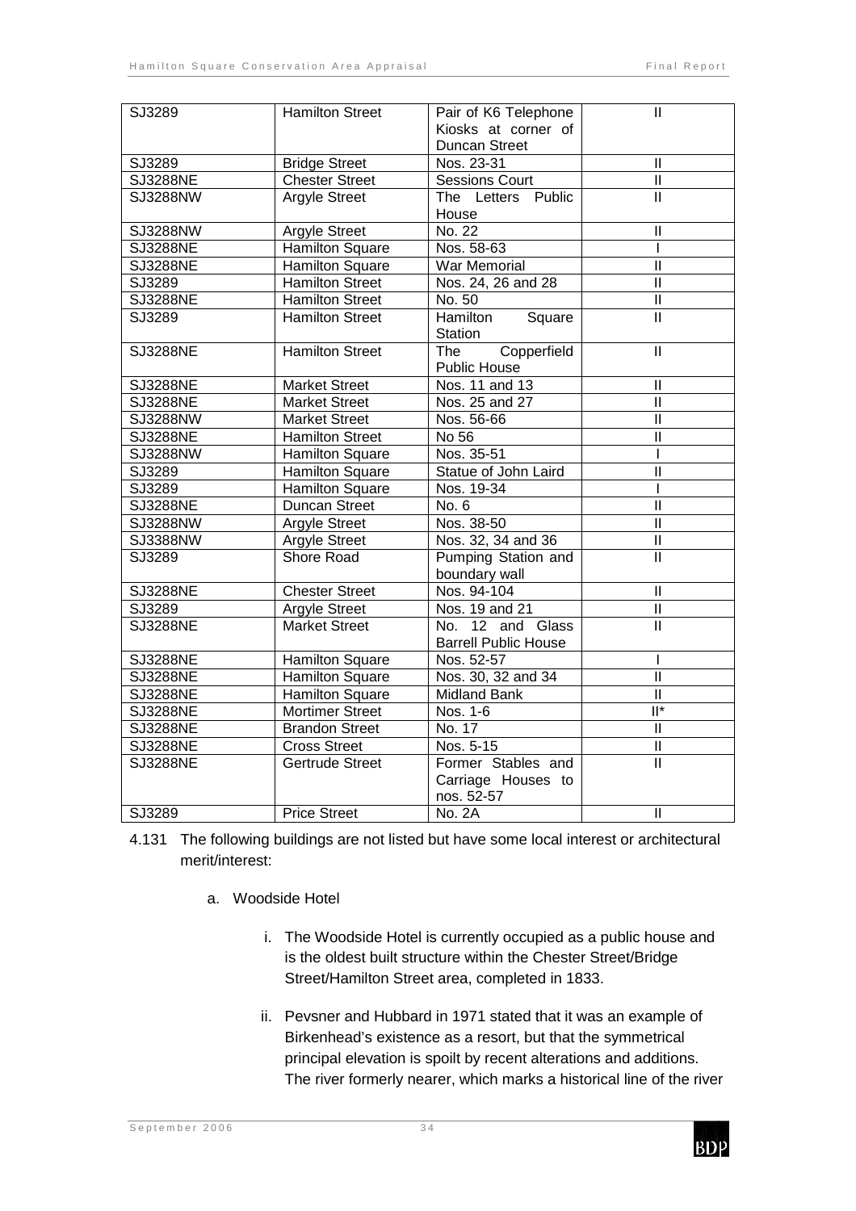| | | | |
|---|---|---|---|
| SJ3289 | Hamilton Street | Pair of K6 Telephone Kiosks at corner of Duncan Street | II |
| SJ3289 | Bridge Street | Nos. 23-31 | II |
| SJ3288NE | Chester Street | Sessions Court | II |
| SJ3288NW | Argyle Street | The Letters Public House | II |
| SJ3288NW | Argyle Street | No. 22 | II |
| SJ3288NE | Hamilton Square | Nos. 58-63 | I |
| SJ3288NE | Hamilton Square | War Memorial | II |
| SJ3289 | Hamilton Street | Nos. 24, 26 and 28 | II |
| SJ3288NE | Hamilton Street | No. 50 | II |
| SJ3289 | Hamilton Street | Hamilton Square Station | II |
| SJ3288NE | Hamilton Street | The Copperfield Public House | II |
| SJ3288NE | Market Street | Nos. 11 and 13 | II |
| SJ3288NE | Market Street | Nos. 25 and 27 | II |
| SJ3288NW | Market Street | Nos. 56-66 | II |
| SJ3288NE | Hamilton Street | No 56 | II |
| SJ3288NW | Hamilton Square | Nos. 35-51 | I |
| SJ3289 | Hamilton Square | Statue of John Laird | II |
| SJ3289 | Hamilton Square | Nos. 19-34 | I |
| SJ3288NE | Duncan Street | No. 6 | II |
| SJ3288NW | Argyle Street | Nos. 38-50 | II |
| SJ3388NW | Argyle Street | Nos. 32, 34 and 36 | II |
| SJ3289 | Shore Road | Pumping Station and boundary wall | II |
| SJ3288NE | Chester Street | Nos. 94-104 | II |
| SJ3289 | Argyle Street | Nos. 19 and 21 | II |
| SJ3288NE | Market Street | No. 12 and Glass Barrell Public House | II |
| SJ3288NE | Hamilton Square | Nos. 52-57 | I |
| SJ3288NE | Hamilton Square | Nos. 30, 32 and 34 | II |
| SJ3288NE | Hamilton Square | Midland Bank | II |
| SJ3288NE | Mortimer Street | Nos. 1-6 | II* |
| SJ3288NE | Brandon Street | No. 17 | II |
| SJ3288NE | Cross Street | Nos. 5-15 | II |
| SJ3288NE | Gertrude Street | Former Stables and Carriage Houses to nos. 52-57 | II |
| SJ3289 | Price Street | No. 2A | II |

4.131 The following buildings are not listed but have some local interest or architectural merit/interest:

a. Woodside Hotel

i. The Woodside Hotel is currently occupied as a public house and is the oldest built structure within the Chester Street/Bridge Street/Hamilton Street area, completed in 1833.

ii. Pevsner and Hubbard in 1971 stated that it was an example of Birkenhead's existence as a resort, but that the symmetrical principal elevation is spoilt by recent alterations and additions. The river formerly nearer, which marks a historical line of the river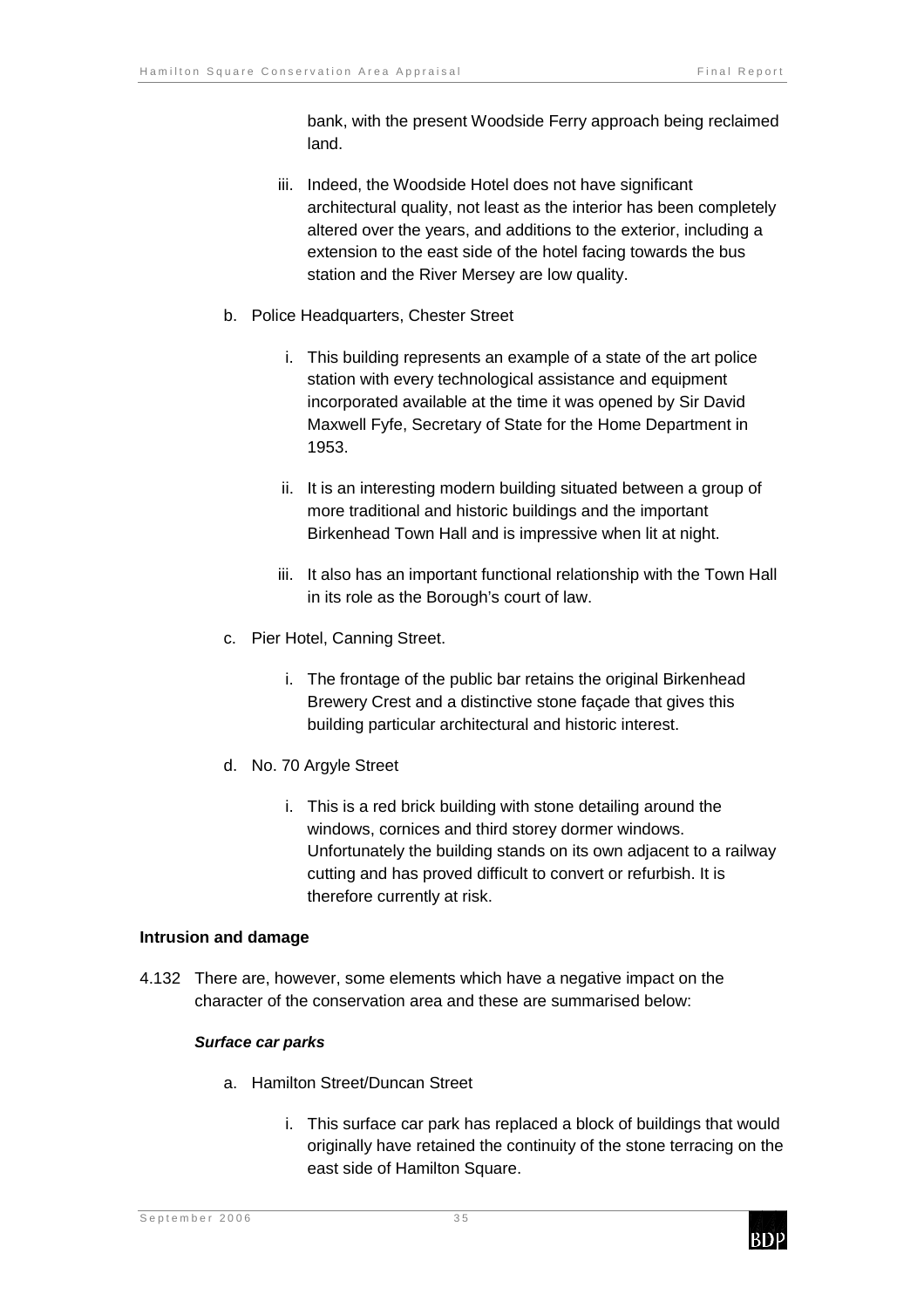bank, with the present Woodside Ferry approach being reclaimed land.

iii. Indeed, the Woodside Hotel does not have significant architectural quality, not least as the interior has been completely altered over the years, and additions to the exterior, including a extension to the east side of the hotel facing towards the bus station and the River Mersey are low quality.

b. Police Headquarters, Chester Street

   i. This building represents an example of a state of the art police station with every technological assistance and equipment incorporated available at the time it was opened by Sir David Maxwell Fyfe, Secretary of State for the Home Department in 1953.

   ii. It is an interesting modern building situated between a group of more traditional and historic buildings and the important Birkenhead Town Hall and is impressive when lit at night.

   iii. It also has an important functional relationship with the Town Hall in its role as the Borough's court of law.

c. Pier Hotel, Canning Street.

   i. The frontage of the public bar retains the original Birkenhead Brewery Crest and a distinctive stone façade that gives this building particular architectural and historic interest.

d. No. 70 Argyle Street

   i. This is a red brick building with stone detailing around the windows, cornices and third storey dormer windows. Unfortunately the building stands on its own adjacent to a railway cutting and has proved difficult to convert or refurbish. It is therefore currently at risk.

**Intrusion and damage**

4.132 There are, however, some elements which have a negative impact on the character of the conservation area and these are summarised below:

***Surface car parks***

a. Hamilton Street/Duncan Street

   i. This surface car park has replaced a block of buildings that would originally have retained the continuity of the stone terracing on the east side of Hamilton Square.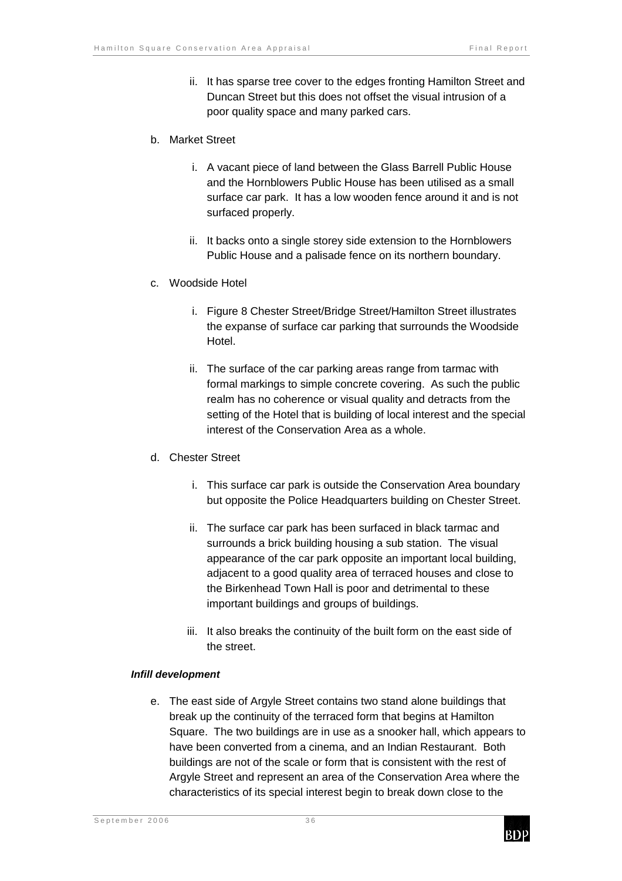ii. It has sparse tree cover to the edges fronting Hamilton Street and Duncan Street but this does not offset the visual intrusion of a poor quality space and many parked cars.

b. Market Street

   i. A vacant piece of land between the Glass Barrell Public House and the Hornblowers Public House has been utilised as a small surface car park. It has a low wooden fence around it and is not surfaced properly.

   ii. It backs onto a single storey side extension to the Hornblowers Public House and a palisade fence on its northern boundary.

c. Woodside Hotel

   i. Figure 8 Chester Street/Bridge Street/Hamilton Street illustrates the expanse of surface car parking that surrounds the Woodside Hotel.

   ii. The surface of the car parking areas range from tarmac with formal markings to simple concrete covering. As such the public realm has no coherence or visual quality and detracts from the setting of the Hotel that is building of local interest and the special interest of the Conservation Area as a whole.

d. Chester Street

   i. This surface car park is outside the Conservation Area boundary but opposite the Police Headquarters building on Chester Street.

   ii. The surface car park has been surfaced in black tarmac and surrounds a brick building housing a sub station. The visual appearance of the car park opposite an important local building, adjacent to a good quality area of terraced houses and close to the Birkenhead Town Hall is poor and detrimental to these important buildings and groups of buildings.

   iii. It also breaks the continuity of the built form on the east side of the street.

***Infill development***

e. The east side of Argyle Street contains two stand alone buildings that break up the continuity of the terraced form that begins at Hamilton Square. The two buildings are in use as a snooker hall, which appears to have been converted from a cinema, and an Indian Restaurant. Both buildings are not of the scale or form that is consistent with the rest of Argyle Street and represent an area of the Conservation Area where the characteristics of its special interest begin to break down close to the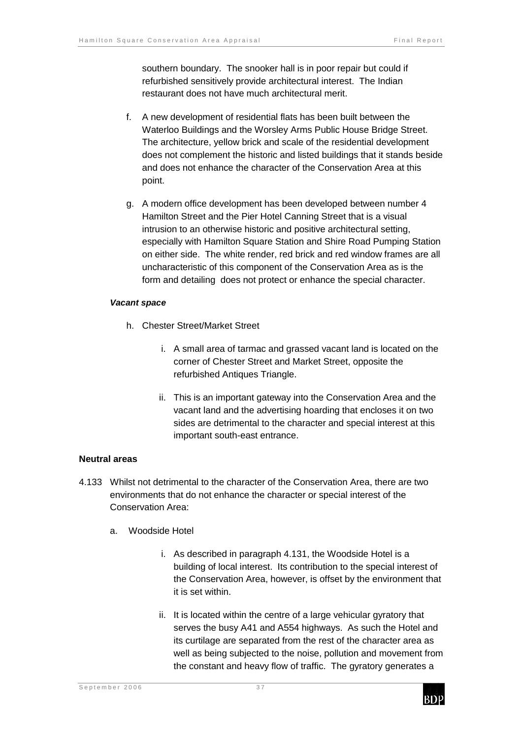southern boundary. The snooker hall is in poor repair but could if refurbished sensitively provide architectural interest. The Indian restaurant does not have much architectural merit.

f. A new development of residential flats has been built between the Waterloo Buildings and the Worsley Arms Public House Bridge Street. The architecture, yellow brick and scale of the residential development does not complement the historic and listed buildings that it stands beside and does not enhance the character of the Conservation Area at this point.

g. A modern office development has been developed between number 4 Hamilton Street and the Pier Hotel Canning Street that is a visual intrusion to an otherwise historic and positive architectural setting, especially with Hamilton Square Station and Shire Road Pumping Station on either side. The white render, red brick and red window frames are all uncharacteristic of this component of the Conservation Area as is the form and detailing does not protect or enhance the special character.

***Vacant space***

h. Chester Street/Market Street

   i. A small area of tarmac and grassed vacant land is located on the corner of Chester Street and Market Street, opposite the refurbished Antiques Triangle.

   ii. This is an important gateway into the Conservation Area and the vacant land and the advertising hoarding that encloses it on two sides are detrimental to the character and special interest at this important south-east entrance.

**Neutral areas**

4.133 Whilst not detrimental to the character of the Conservation Area, there are two environments that do not enhance the character or special interest of the Conservation Area:

a. Woodside Hotel

   i. As described in paragraph 4.131, the Woodside Hotel is a building of local interest. Its contribution to the special interest of the Conservation Area, however, is offset by the environment that it is set within.

   ii. It is located within the centre of a large vehicular gyratory that serves the busy A41 and A554 highways. As such the Hotel and its curtilage are separated from the rest of the character area as well as being subjected to the noise, pollution and movement from the constant and heavy flow of traffic. The gyratory generates a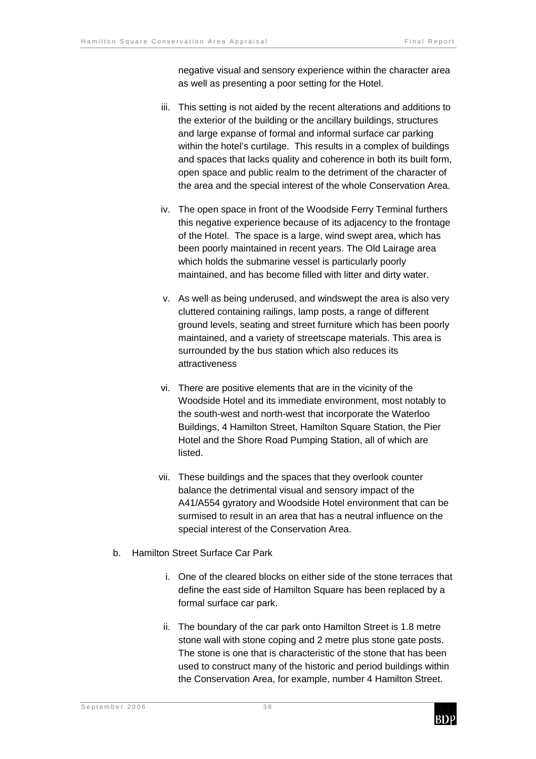negative visual and sensory experience within the character area as well as presenting a poor setting for the Hotel.

iii. This setting is not aided by the recent alterations and additions to the exterior of the building or the ancillary buildings, structures and large expanse of formal and informal surface car parking within the hotel's curtilage. This results in a complex of buildings and spaces that lacks quality and coherence in both its built form, open space and public realm to the detriment of the character of the area and the special interest of the whole Conservation Area.

iv. The open space in front of the Woodside Ferry Terminal furthers this negative experience because of its adjacency to the frontage of the Hotel. The space is a large, wind swept area, which has been poorly maintained in recent years. The Old Lairage area which holds the submarine vessel is particularly poorly maintained, and has become filled with litter and dirty water.

v. As well as being underused, and windswept the area is also very cluttered containing railings, lamp posts, a range of different ground levels, seating and street furniture which has been poorly maintained, and a variety of streetscape materials. This area is surrounded by the bus station which also reduces its attractiveness

vi. There are positive elements that are in the vicinity of the Woodside Hotel and its immediate environment, most notably to the south-west and north-west that incorporate the Waterloo Buildings, 4 Hamilton Street, Hamilton Square Station, the Pier Hotel and the Shore Road Pumping Station, all of which are listed.

vii. These buildings and the spaces that they overlook counter balance the detrimental visual and sensory impact of the A41/A554 gyratory and Woodside Hotel environment that can be surmised to result in an area that has a neutral influence on the special interest of the Conservation Area.

b. Hamilton Street Surface Car Park

i. One of the cleared blocks on either side of the stone terraces that define the east side of Hamilton Square has been replaced by a formal surface car park.

ii. The boundary of the car park onto Hamilton Street is 1.8 metre stone wall with stone coping and 2 metre plus stone gate posts. The stone is one that is characteristic of the stone that has been used to construct many of the historic and period buildings within the Conservation Area, for example, number 4 Hamilton Street.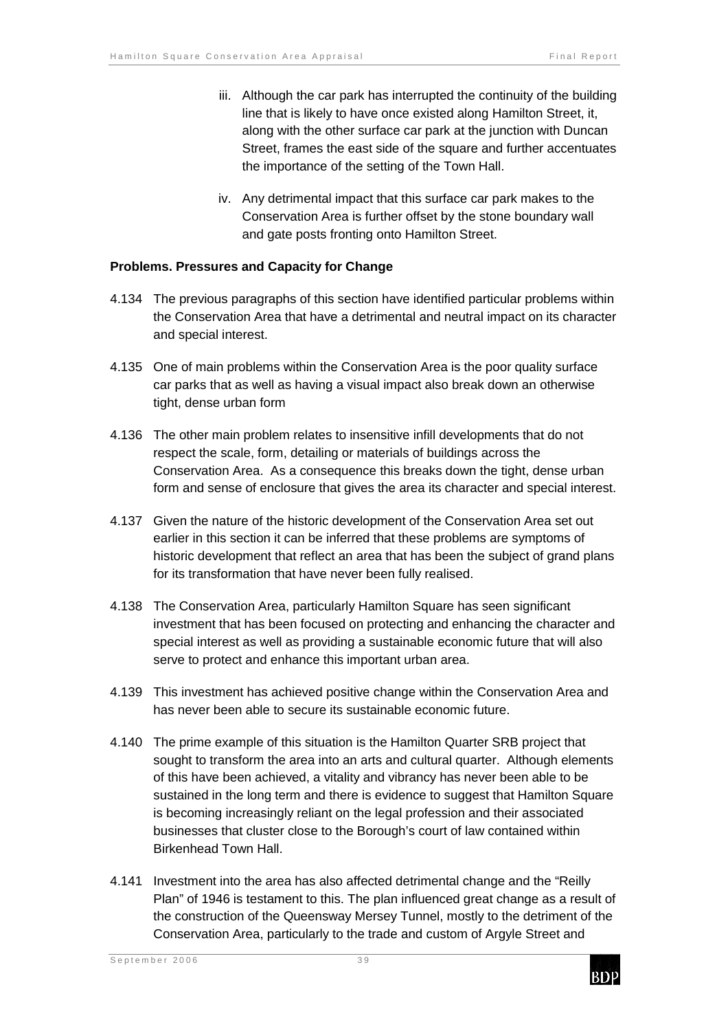iii. Although the car park has interrupted the continuity of the building line that is likely to have once existed along Hamilton Street, it, along with the other surface car park at the junction with Duncan Street, frames the east side of the square and further accentuates the importance of the setting of the Town Hall.

iv. Any detrimental impact that this surface car park makes to the Conservation Area is further offset by the stone boundary wall and gate posts fronting onto Hamilton Street.

**Problems. Pressures and Capacity for Change**

4.134 The previous paragraphs of this section have identified particular problems within the Conservation Area that have a detrimental and neutral impact on its character and special interest.

4.135 One of main problems within the Conservation Area is the poor quality surface car parks that as well as having a visual impact also break down an otherwise tight, dense urban form

4.136 The other main problem relates to insensitive infill developments that do not respect the scale, form, detailing or materials of buildings across the Conservation Area. As a consequence this breaks down the tight, dense urban form and sense of enclosure that gives the area its character and special interest.

4.137 Given the nature of the historic development of the Conservation Area set out earlier in this section it can be inferred that these problems are symptoms of historic development that reflect an area that has been the subject of grand plans for its transformation that have never been fully realised.

4.138 The Conservation Area, particularly Hamilton Square has seen significant investment that has been focused on protecting and enhancing the character and special interest as well as providing a sustainable economic future that will also serve to protect and enhance this important urban area.

4.139 This investment has achieved positive change within the Conservation Area and has never been able to secure its sustainable economic future.

4.140 The prime example of this situation is the Hamilton Quarter SRB project that sought to transform the area into an arts and cultural quarter. Although elements of this have been achieved, a vitality and vibrancy has never been able to be sustained in the long term and there is evidence to suggest that Hamilton Square is becoming increasingly reliant on the legal profession and their associated businesses that cluster close to the Borough's court of law contained within Birkenhead Town Hall.

4.141 Investment into the area has also affected detrimental change and the "Reilly Plan" of 1946 is testament to this. The plan influenced great change as a result of the construction of the Queensway Mersey Tunnel, mostly to the detriment of the Conservation Area, particularly to the trade and custom of Argyle Street and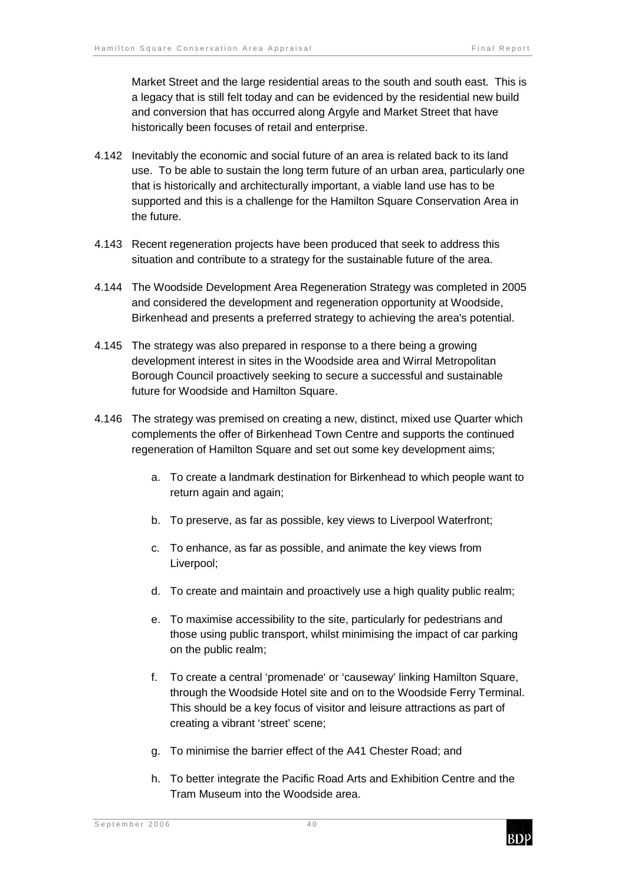Market Street and the large residential areas to the south and south east. This is a legacy that is still felt today and can be evidenced by the residential new build and conversion that has occurred along Argyle and Market Street that have historically been focuses of retail and enterprise.

4.142 Inevitably the economic and social future of an area is related back to its land use. To be able to sustain the long term future of an urban area, particularly one that is historically and architecturally important, a viable land use has to be supported and this is a challenge for the Hamilton Square Conservation Area in the future.

4.143 Recent regeneration projects have been produced that seek to address this situation and contribute to a strategy for the sustainable future of the area.

4.144 The Woodside Development Area Regeneration Strategy was completed in 2005 and considered the development and regeneration opportunity at Woodside, Birkenhead and presents a preferred strategy to achieving the area's potential.

4.145 The strategy was also prepared in response to a there being a growing development interest in sites in the Woodside area and Wirral Metropolitan Borough Council proactively seeking to secure a successful and sustainable future for Woodside and Hamilton Square.

4.146 The strategy was premised on creating a new, distinct, mixed use Quarter which complements the offer of Birkenhead Town Centre and supports the continued regeneration of Hamilton Square and set out some key development aims;

a. To create a landmark destination for Birkenhead to which people want to return again and again;

b. To preserve, as far as possible, key views to Liverpool Waterfront;

c. To enhance, as far as possible, and animate the key views from Liverpool;

d. To create and maintain and proactively use a high quality public realm;

e. To maximise accessibility to the site, particularly for pedestrians and those using public transport, whilst minimising the impact of car parking on the public realm;

f. To create a central 'promenade' or 'causeway' linking Hamilton Square, through the Woodside Hotel site and on to the Woodside Ferry Terminal. This should be a key focus of visitor and leisure attractions as part of creating a vibrant 'street' scene;

g. To minimise the barrier effect of the A41 Chester Road; and

h. To better integrate the Pacific Road Arts and Exhibition Centre and the Tram Museum into the Woodside area.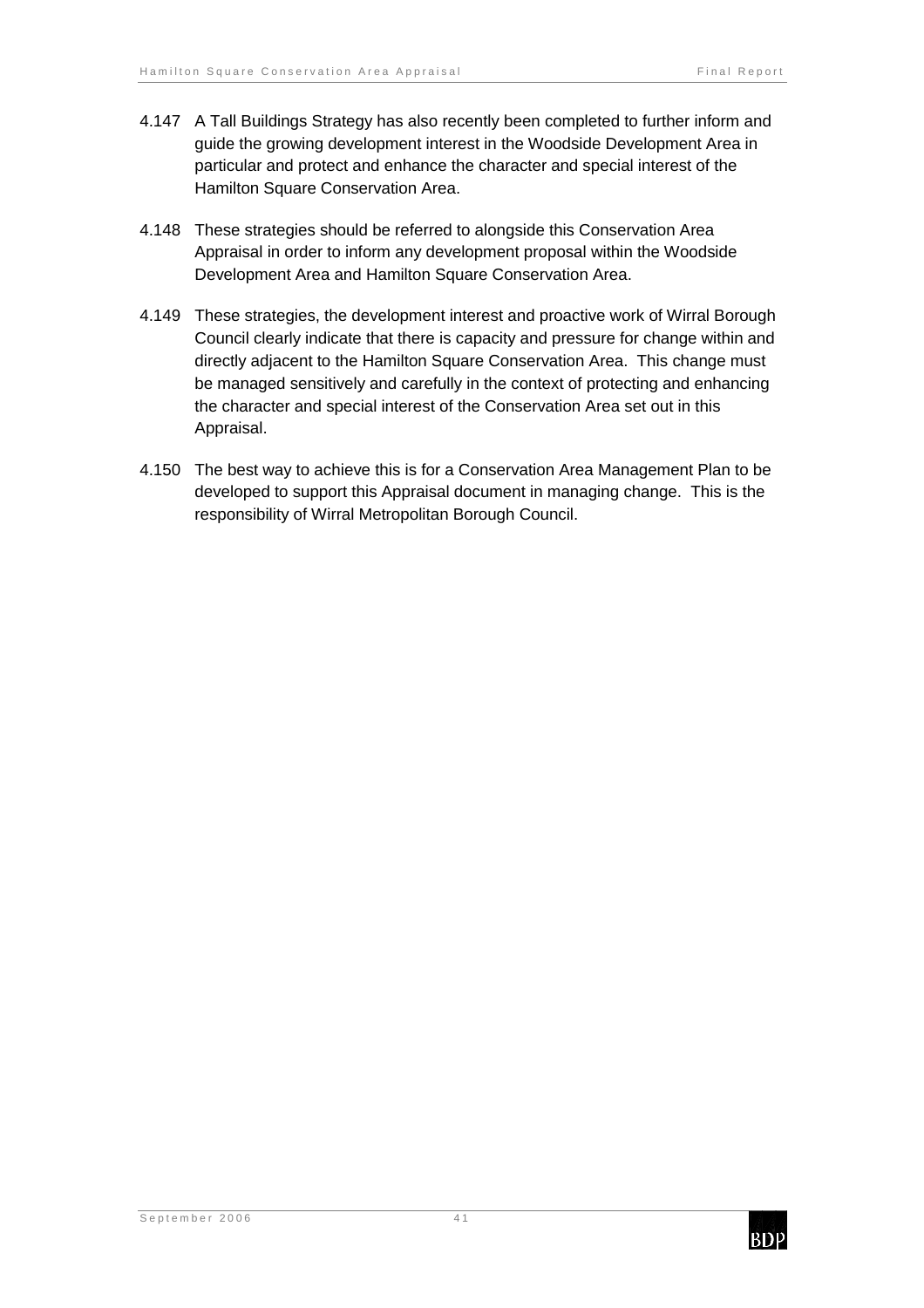4.147 A Tall Buildings Strategy has also recently been completed to further inform and guide the growing development interest in the Woodside Development Area in particular and protect and enhance the character and special interest of the Hamilton Square Conservation Area.

4.148 These strategies should be referred to alongside this Conservation Area Appraisal in order to inform any development proposal within the Woodside Development Area and Hamilton Square Conservation Area.

4.149 These strategies, the development interest and proactive work of Wirral Borough Council clearly indicate that there is capacity and pressure for change within and directly adjacent to the Hamilton Square Conservation Area. This change must be managed sensitively and carefully in the context of protecting and enhancing the character and special interest of the Conservation Area set out in this Appraisal.

4.150 The best way to achieve this is for a Conservation Area Management Plan to be developed to support this Appraisal document in managing change. This is the responsibility of Wirral Metropolitan Borough Council.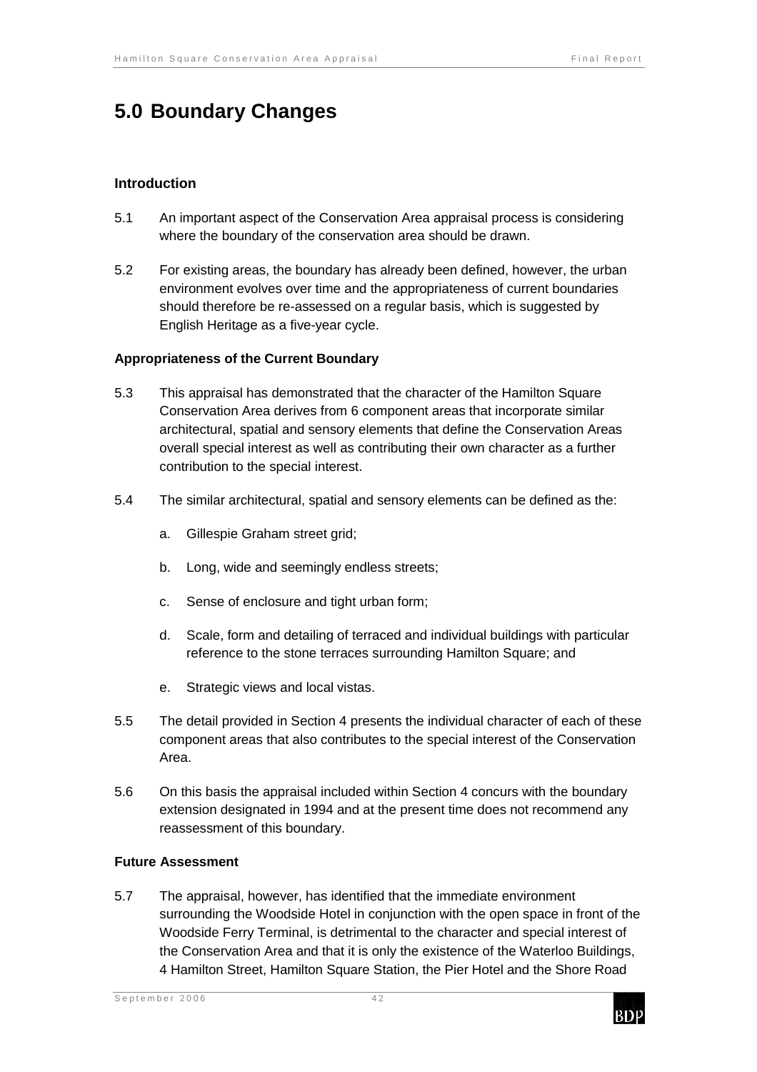# 5.0 Boundary Changes

### Introduction

5.1 An important aspect of the Conservation Area appraisal process is considering where the boundary of the conservation area should be drawn.

5.2 For existing areas, the boundary has already been defined, however, the urban environment evolves over time and the appropriateness of current boundaries should therefore be re-assessed on a regular basis, which is suggested by English Heritage as a five-year cycle.

### Appropriateness of the Current Boundary

5.3 This appraisal has demonstrated that the character of the Hamilton Square Conservation Area derives from 6 component areas that incorporate similar architectural, spatial and sensory elements that define the Conservation Areas overall special interest as well as contributing their own character as a further contribution to the special interest.

5.4 The similar architectural, spatial and sensory elements can be defined as the:

a. Gillespie Graham street grid;

b. Long, wide and seemingly endless streets;

c. Sense of enclosure and tight urban form;

d. Scale, form and detailing of terraced and individual buildings with particular reference to the stone terraces surrounding Hamilton Square; and

e. Strategic views and local vistas.

5.5 The detail provided in Section 4 presents the individual character of each of these component areas that also contributes to the special interest of the Conservation Area.

5.6 On this basis the appraisal included within Section 4 concurs with the boundary extension designated in 1994 and at the present time does not recommend any reassessment of this boundary.

### Future Assessment

5.7 The appraisal, however, has identified that the immediate environment surrounding the Woodside Hotel in conjunction with the open space in front of the Woodside Ferry Terminal, is detrimental to the character and special interest of the Conservation Area and that it is only the existence of the Waterloo Buildings, 4 Hamilton Street, Hamilton Square Station, the Pier Hotel and the Shore Road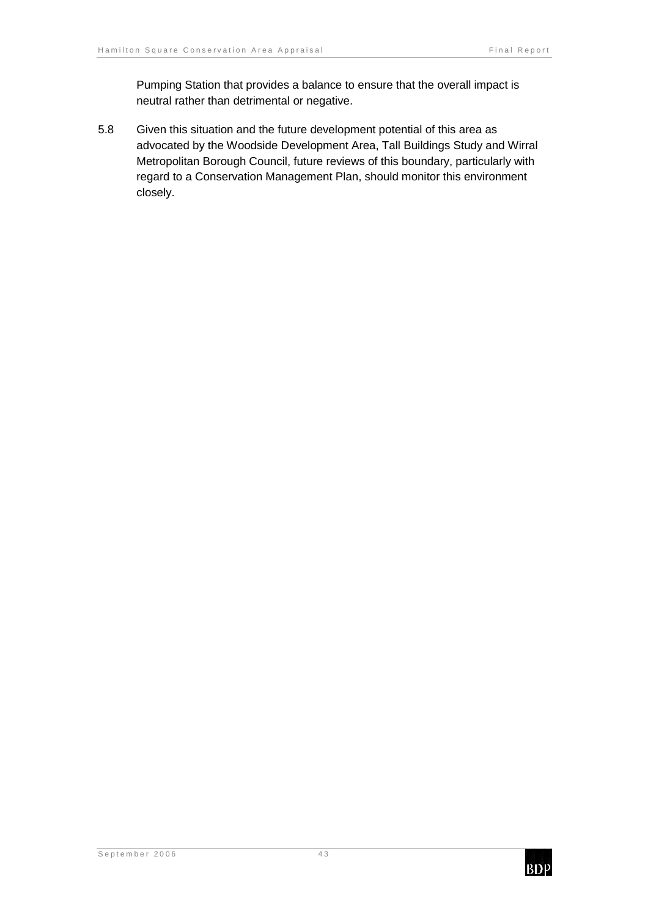Pumping Station that provides a balance to ensure that the overall impact is neutral rather than detrimental or negative.

5.8 Given this situation and the future development potential of this area as advocated by the Woodside Development Area, Tall Buildings Study and Wirral Metropolitan Borough Council, future reviews of this boundary, particularly with regard to a Conservation Management Plan, should monitor this environment closely.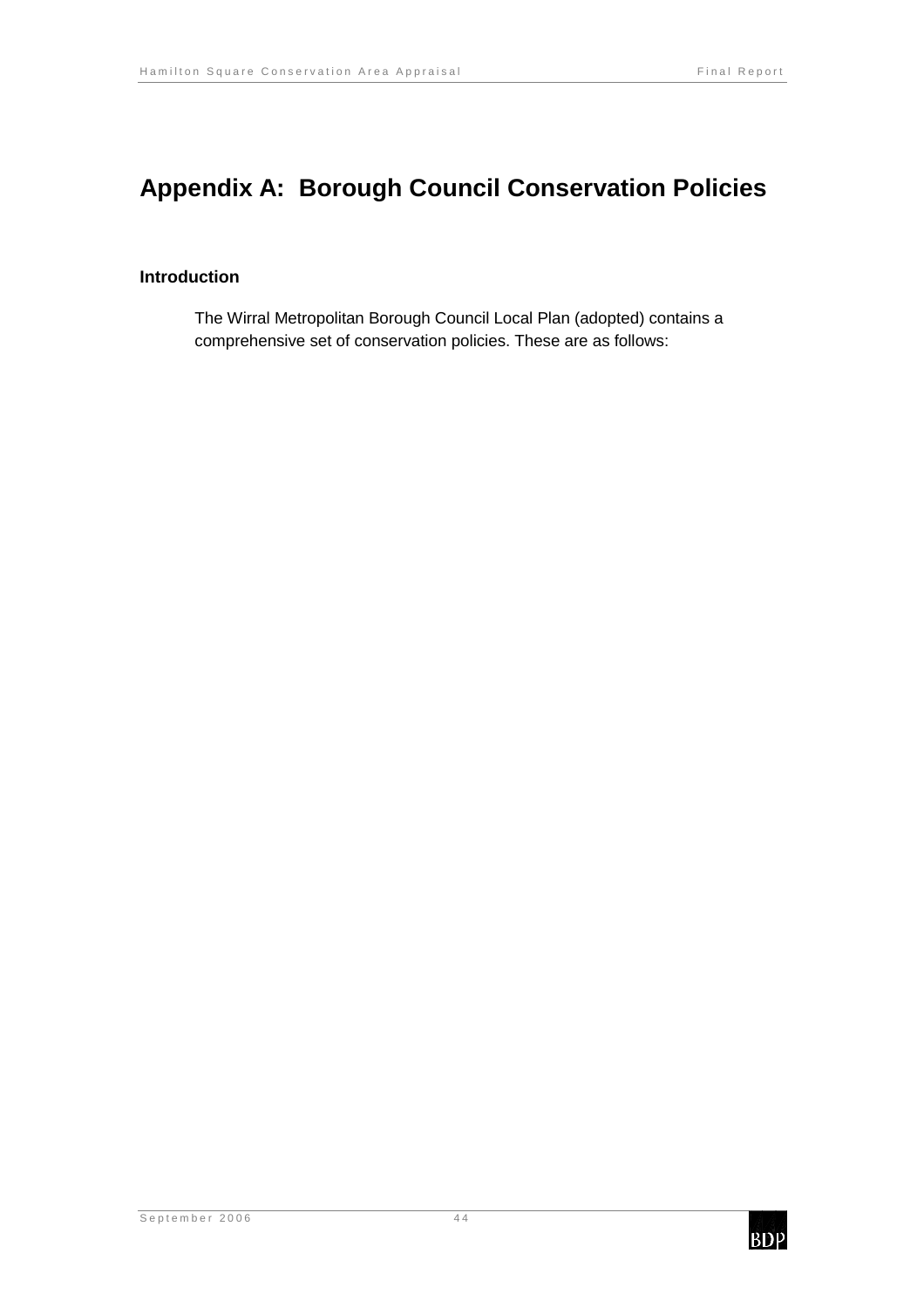# Appendix A: Borough Council Conservation Policies

## Introduction

The Wirral Metropolitan Borough Council Local Plan (adopted) contains a comprehensive set of conservation policies. These are as follows: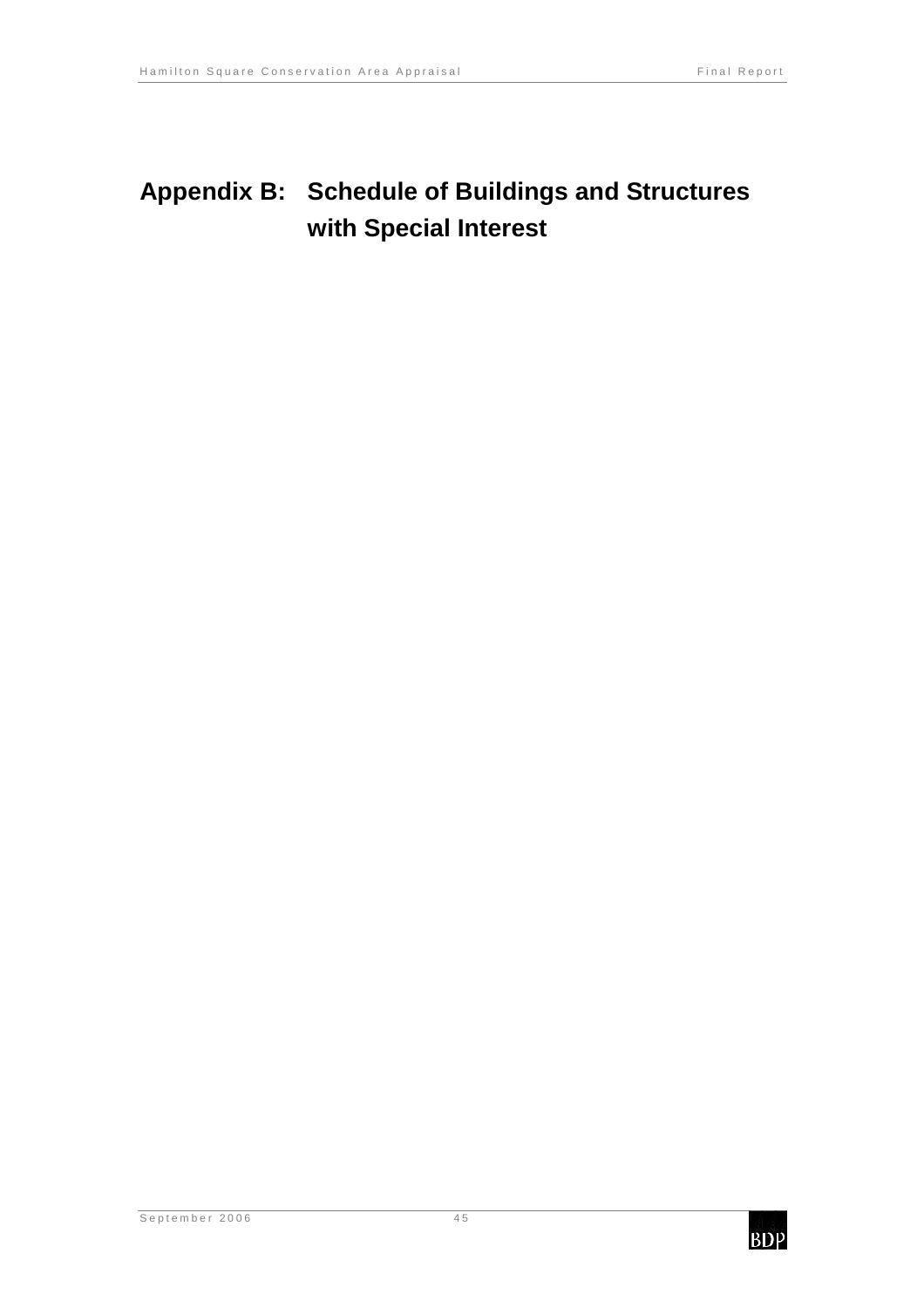# Appendix B: Schedule of Buildings and Structures with Special Interest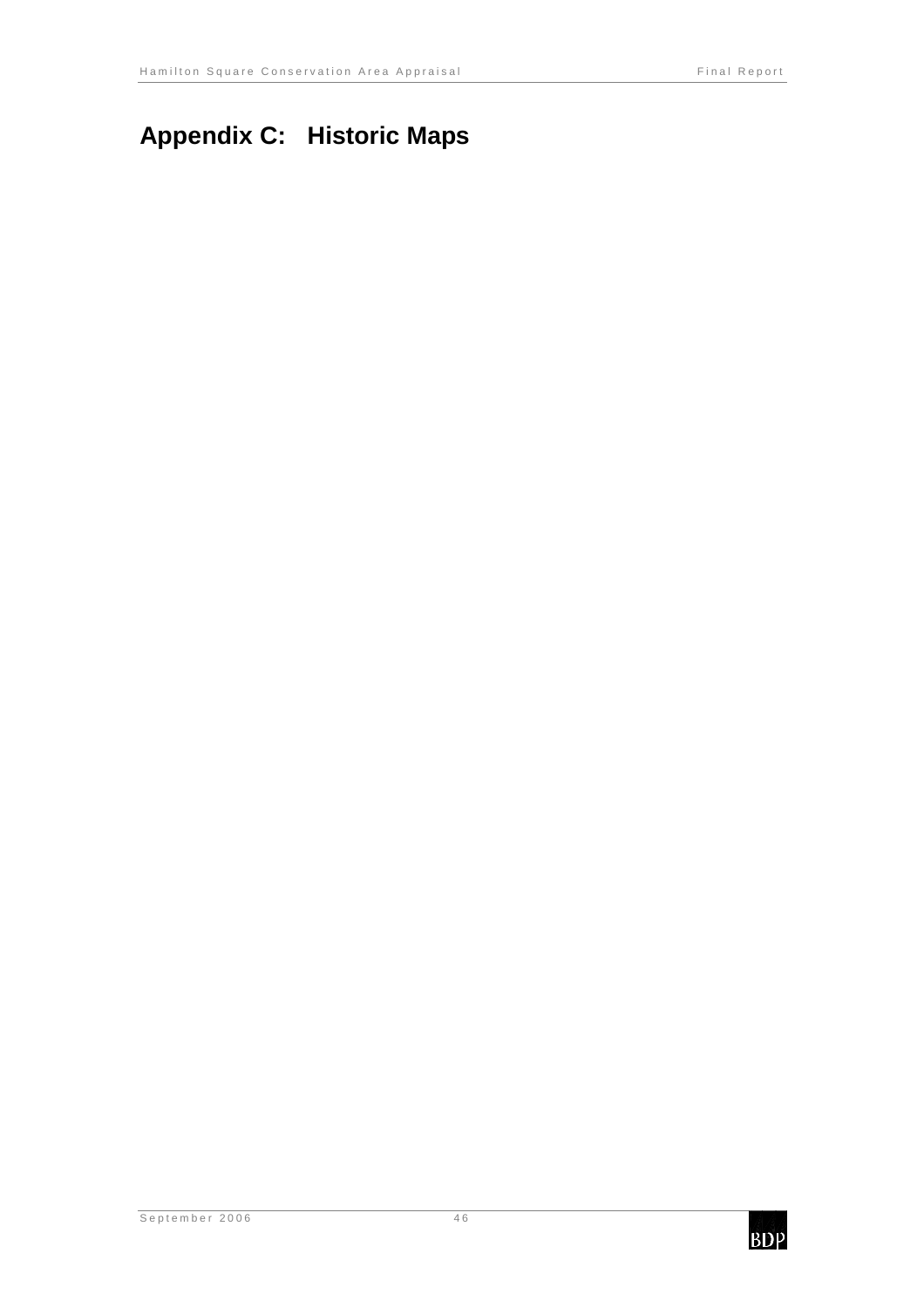# Appendix C: Historic Maps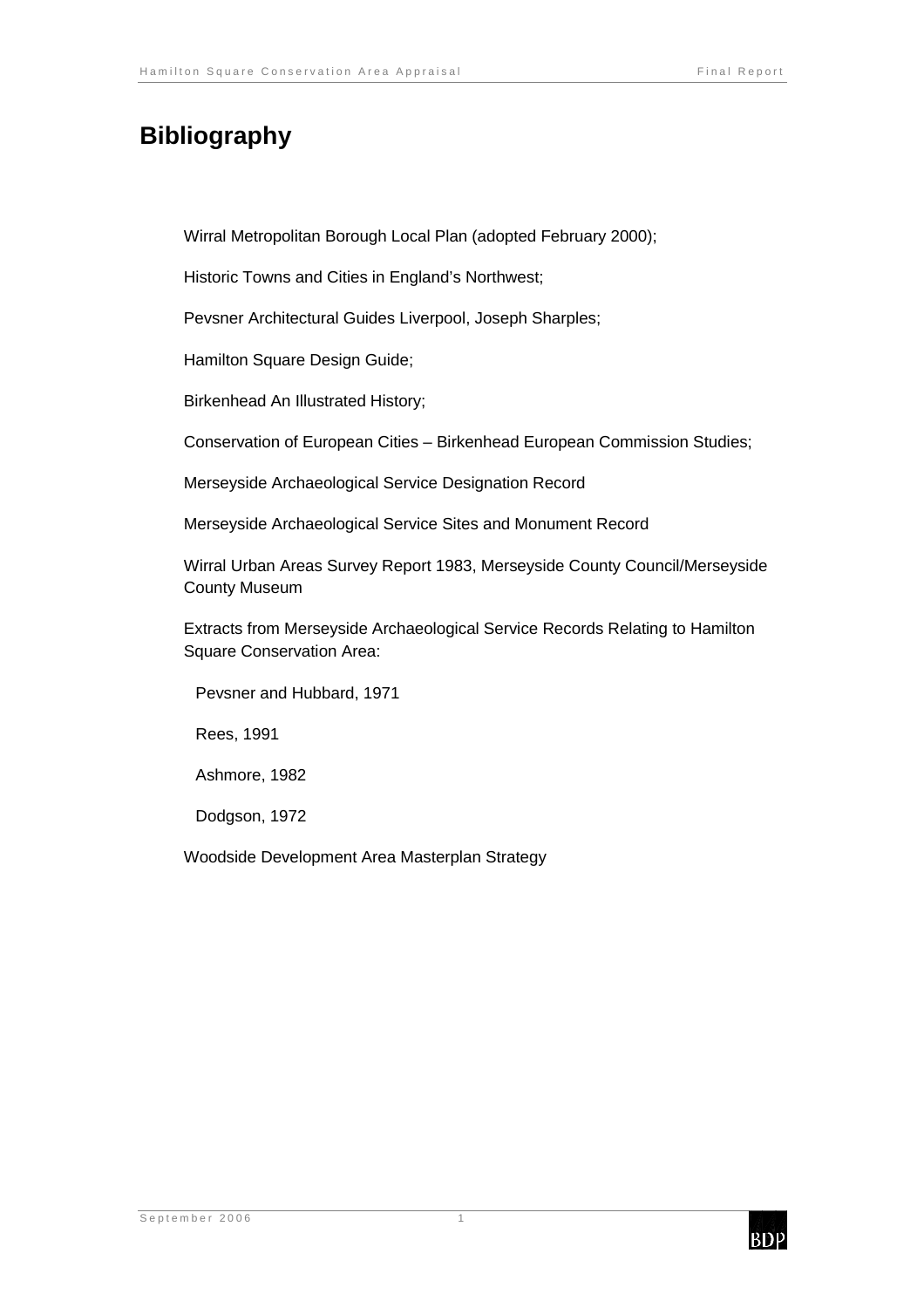# Bibliography

Wirral Metropolitan Borough Local Plan (adopted February 2000);

Historic Towns and Cities in England's Northwest;

Pevsner Architectural Guides Liverpool, Joseph Sharples;

Hamilton Square Design Guide;

Birkenhead An Illustrated History;

Conservation of European Cities – Birkenhead European Commission Studies;

Merseyside Archaeological Service Designation Record

Merseyside Archaeological Service Sites and Monument Record

Wirral Urban Areas Survey Report 1983, Merseyside County Council/Merseyside County Museum

Extracts from Merseyside Archaeological Service Records Relating to Hamilton Square Conservation Area:

- Pevsner and Hubbard, 1971
- Rees, 1991
- Ashmore, 1982
- Dodgson, 1972

Woodside Development Area Masterplan Strategy